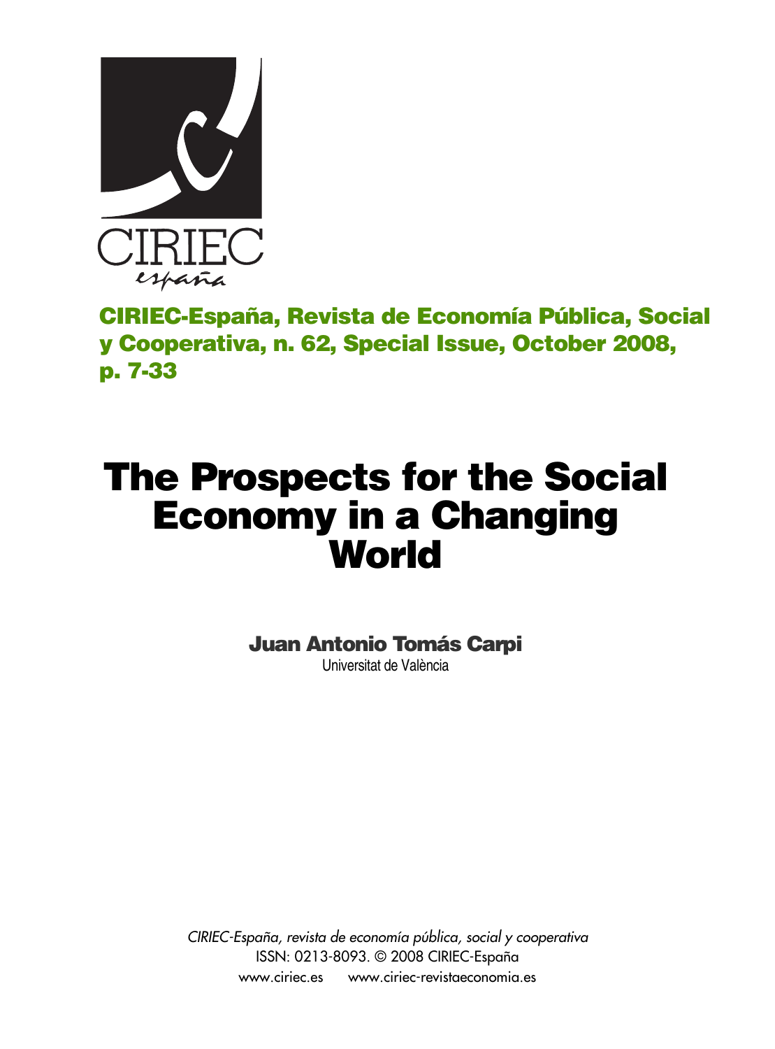CIRIEC
*españa*

**CIRIEC-España, Revista de Economía Pública, Social y Cooperativa, n. 62, Special Issue, October 2008, p. 7-33**

# The Prospects for the Social Economy in a Changing World

**Juan Antonio Tomás Carpi**
Universitat de València

*CIRIEC-España, revista de economía pública, social y cooperativa*
ISSN: 0213-8093. © 2008 CIRIEC-España
www.ciriec.es www.ciriec-revistaeconomia.es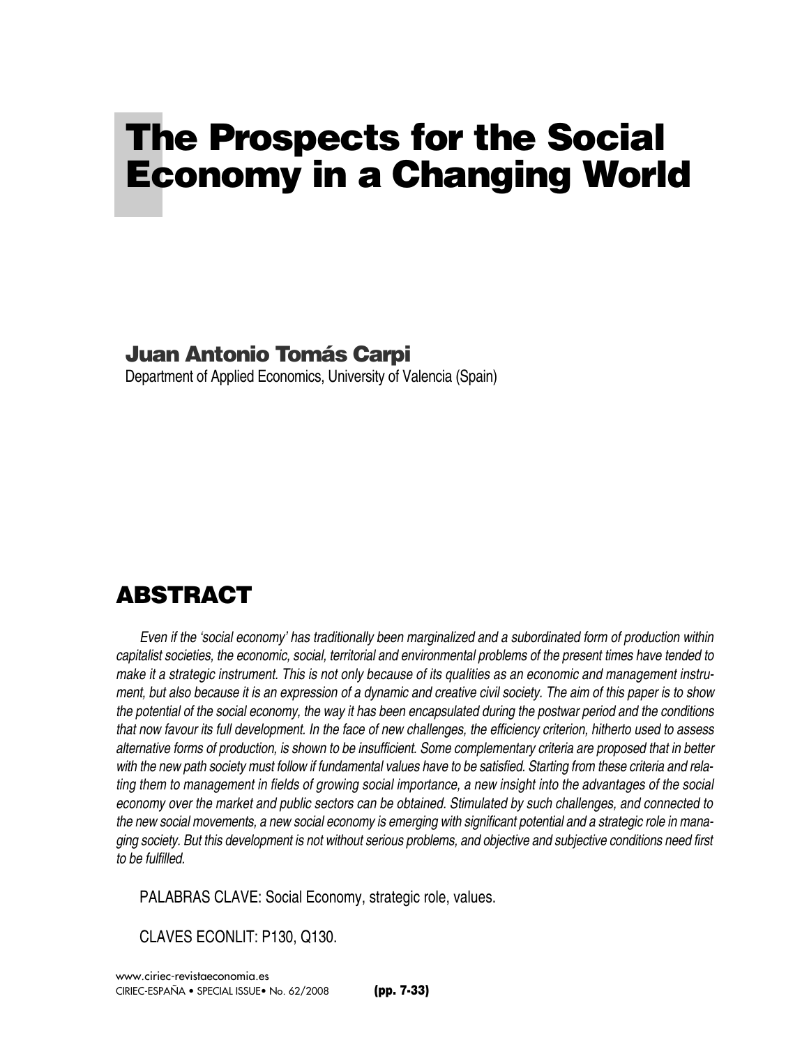# The Prospects for the Social Economy in a Changing World

**Juan Antonio Tomás Carpi**

Department of Applied Economics, University of Valencia (Spain)

## ABSTRACT

*Even if the 'social economy' has traditionally been marginalized and a subordinated form of production within capitalist societies, the economic, social, territorial and environmental problems of the present times have tended to make it a strategic instrument. This is not only because of its qualities as an economic and management instrument, but also because it is an expression of a dynamic and creative civil society. The aim of this paper is to show the potential of the social economy, the way it has been encapsulated during the postwar period and the conditions that now favour its full development. In the face of new challenges, the efficiency criterion, hitherto used to assess alternative forms of production, is shown to be insufficient. Some complementary criteria are proposed that in better with the new path society must follow if fundamental values have to be satisfied. Starting from these criteria and relating them to management in fields of growing social importance, a new insight into the advantages of the social economy over the market and public sectors can be obtained. Stimulated by such challenges, and connected to the new social movements, a new social economy is emerging with significant potential and a strategic role in managing society. But this development is not without serious problems, and objective and subjective conditions need first to be fulfilled.*

PALABRAS CLAVE: Social Economy, strategic role, values.

CLAVES ECONLIT: P130, Q130.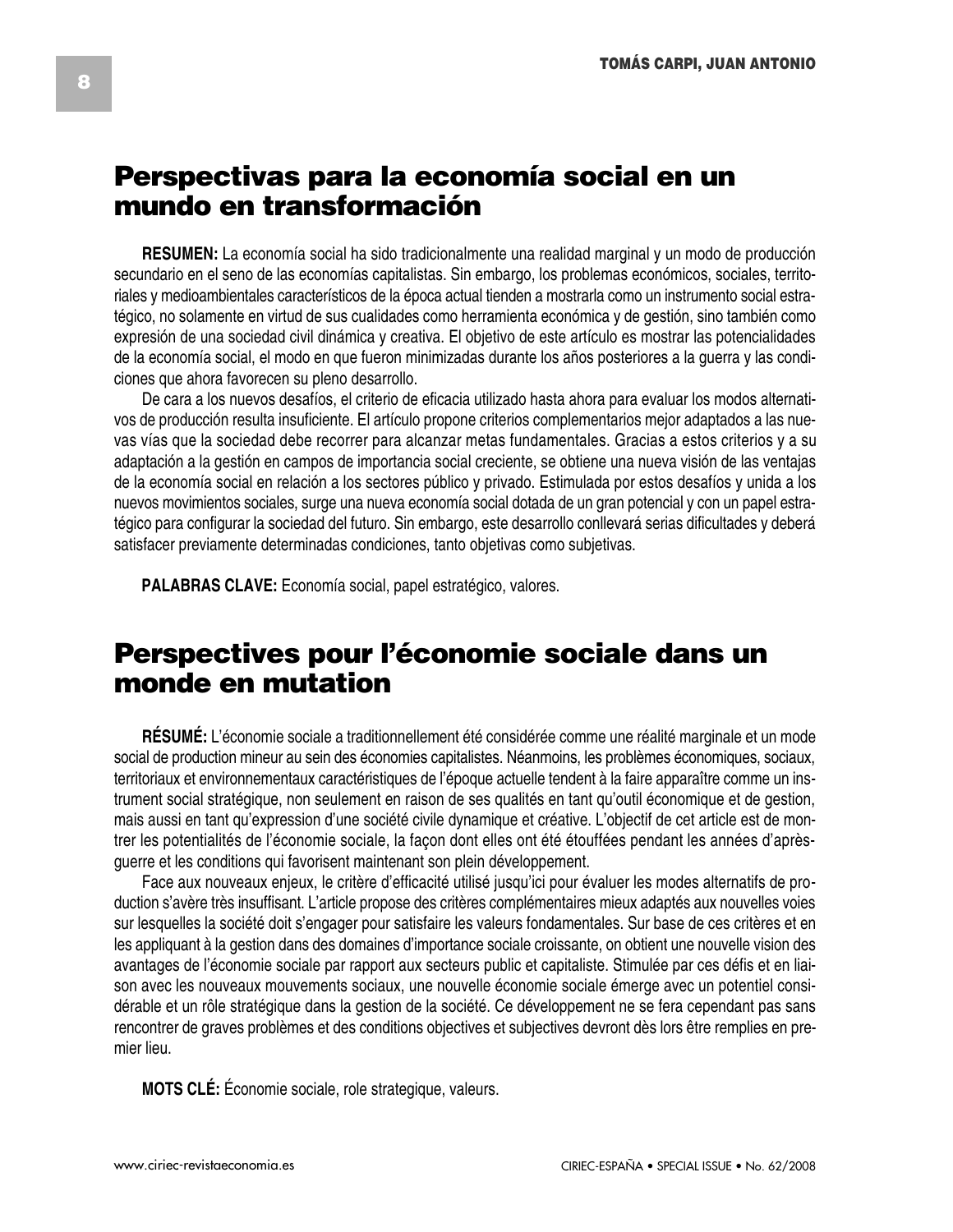## Perspectivas para la economía social en un mundo en transformación

**RESUMEN:** La economía social ha sido tradicionalmente una realidad marginal y un modo de producción secundario en el seno de las economías capitalistas. Sin embargo, los problemas económicos, sociales, territoriales y medioambientales característicos de la época actual tienden a mostrarla como un instrumento social estratégico, no solamente en virtud de sus cualidades como herramienta económica y de gestión, sino también como expresión de una sociedad civil dinámica y creativa. El objetivo de este artículo es mostrar las potencialidades de la economía social, el modo en que fueron minimizadas durante los años posteriores a la guerra y las condiciones que ahora favorecen su pleno desarrollo.

De cara a los nuevos desafíos, el criterio de eficacia utilizado hasta ahora para evaluar los modos alternativos de producción resulta insuficiente. El artículo propone criterios complementarios mejor adaptados a las nuevas vías que la sociedad debe recorrer para alcanzar metas fundamentales. Gracias a estos criterios y a su adaptación a la gestión en campos de importancia social creciente, se obtiene una nueva visión de las ventajas de la economía social en relación a los sectores público y privado. Estimulada por estos desafíos y unida a los nuevos movimientos sociales, surge una nueva economía social dotada de un gran potencial y con un papel estratégico para configurar la sociedad del futuro. Sin embargo, este desarrollo conllevará serias dificultades y deberá satisfacer previamente determinadas condiciones, tanto objetivas como subjetivas.

**PALABRAS CLAVE:** Economía social, papel estratégico, valores.

## Perspectives pour l'économie sociale dans un monde en mutation

**RÉSUMÉ:** L'économie sociale a traditionnellement été considérée comme une réalité marginale et un mode social de production mineur au sein des économies capitalistes. Néanmoins, les problèmes économiques, sociaux, territoriaux et environnementaux caractéristiques de l'époque actuelle tendent à la faire apparaître comme un instrument social stratégique, non seulement en raison de ses qualités en tant qu'outil économique et de gestion, mais aussi en tant qu'expression d'une société civile dynamique et créative. L'objectif de cet article est de montrer les potentialités de l'économie sociale, la façon dont elles ont été étouffées pendant les années d'aprèsguerre et les conditions qui favorisent maintenant son plein développement.

Face aux nouveaux enjeux, le critère d'efficacité utilisé jusqu'ici pour évaluer les modes alternatifs de production s'avère très insuffisant. L'article propose des critères complémentaires mieux adaptés aux nouvelles voies sur lesquelles la société doit s'engager pour satisfaire les valeurs fondamentales. Sur base de ces critères et en les appliquant à la gestion dans des domaines d'importance sociale croissante, on obtient une nouvelle vision des avantages de l'économie sociale par rapport aux secteurs public et capitaliste. Stimulée par ces défis et en liaison avec les nouveaux mouvements sociaux, une nouvelle économie sociale émerge avec un potentiel considérable et un rôle stratégique dans la gestion de la société. Ce développement ne se fera cependant pas sans rencontrer de graves problèmes et des conditions objectives et subjectives devront dès lors être remplies en premier lieu.

**MOTS CLÉ:** Économie sociale, role strategique, valeurs.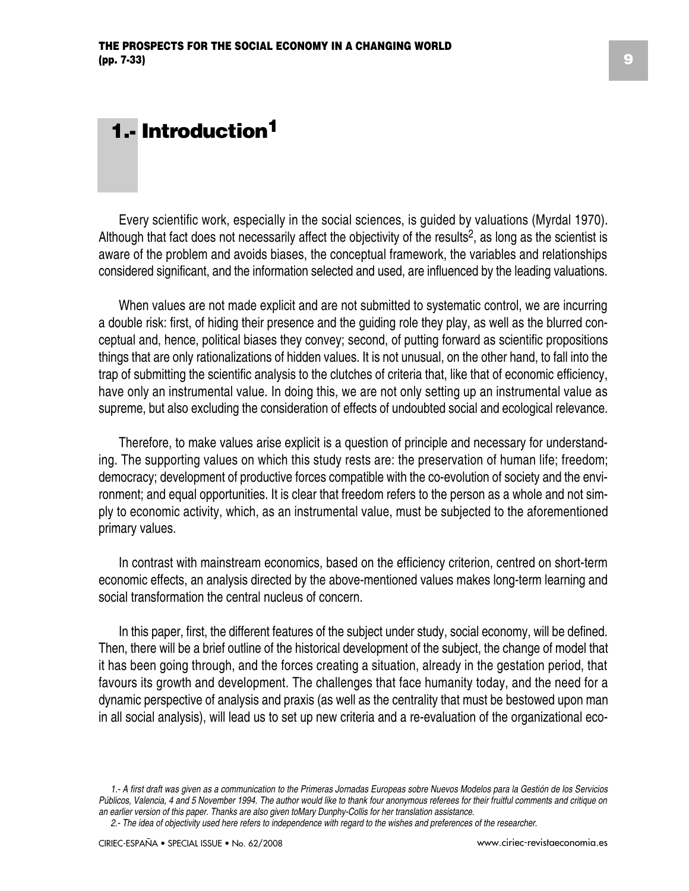# 1.- Introduction[1]

Every scientific work, especially in the social sciences, is guided by valuations (Myrdal 1970). Although that fact does not necessarily affect the objectivity of the results[2], as long as the scientist is aware of the problem and avoids biases, the conceptual framework, the variables and relationships considered significant, and the information selected and used, are influenced by the leading valuations.

When values are not made explicit and are not submitted to systematic control, we are incurring a double risk: first, of hiding their presence and the guiding role they play, as well as the blurred conceptual and, hence, political biases they convey; second, of putting forward as scientific propositions things that are only rationalizations of hidden values. It is not unusual, on the other hand, to fall into the trap of submitting the scientific analysis to the clutches of criteria that, like that of economic efficiency, have only an instrumental value. In doing this, we are not only setting up an instrumental value as supreme, but also excluding the consideration of effects of undoubted social and ecological relevance.

Therefore, to make values arise explicit is a question of principle and necessary for understanding. The supporting values on which this study rests are: the preservation of human life; freedom; democracy; development of productive forces compatible with the co-evolution of society and the environment; and equal opportunities. It is clear that freedom refers to the person as a whole and not simply to economic activity, which, as an instrumental value, must be subjected to the aforementioned primary values.

In contrast with mainstream economics, based on the efficiency criterion, centred on short-term economic effects, an analysis directed by the above-mentioned values makes long-term learning and social transformation the central nucleus of concern.

In this paper, first, the different features of the subject under study, social economy, will be defined. Then, there will be a brief outline of the historical development of the subject, the change of model that it has been going through, and the forces creating a situation, already in the gestation period, that favours its growth and development. The challenges that face humanity today, and the need for a dynamic perspective of analysis and praxis (as well as the centrality that must be bestowed upon man in all social analysis), will lead us to set up new criteria and a re-evaluation of the organizational eco-

*1.- A first draft was given as a communication to the Primeras Jornadas Europeas sobre Nuevos Modelos para la Gestión de los Servicios Públicos, Valencia, 4 and 5 November 1994. The author would like to thank four anonymous referees for their fruitful comments and critique on an earlier version of this paper. Thanks are also given toMary Dunphy-Collis for her translation assistance.*

*2.- The idea of objectivity used here refers to independence with regard to the wishes and preferences of the researcher.*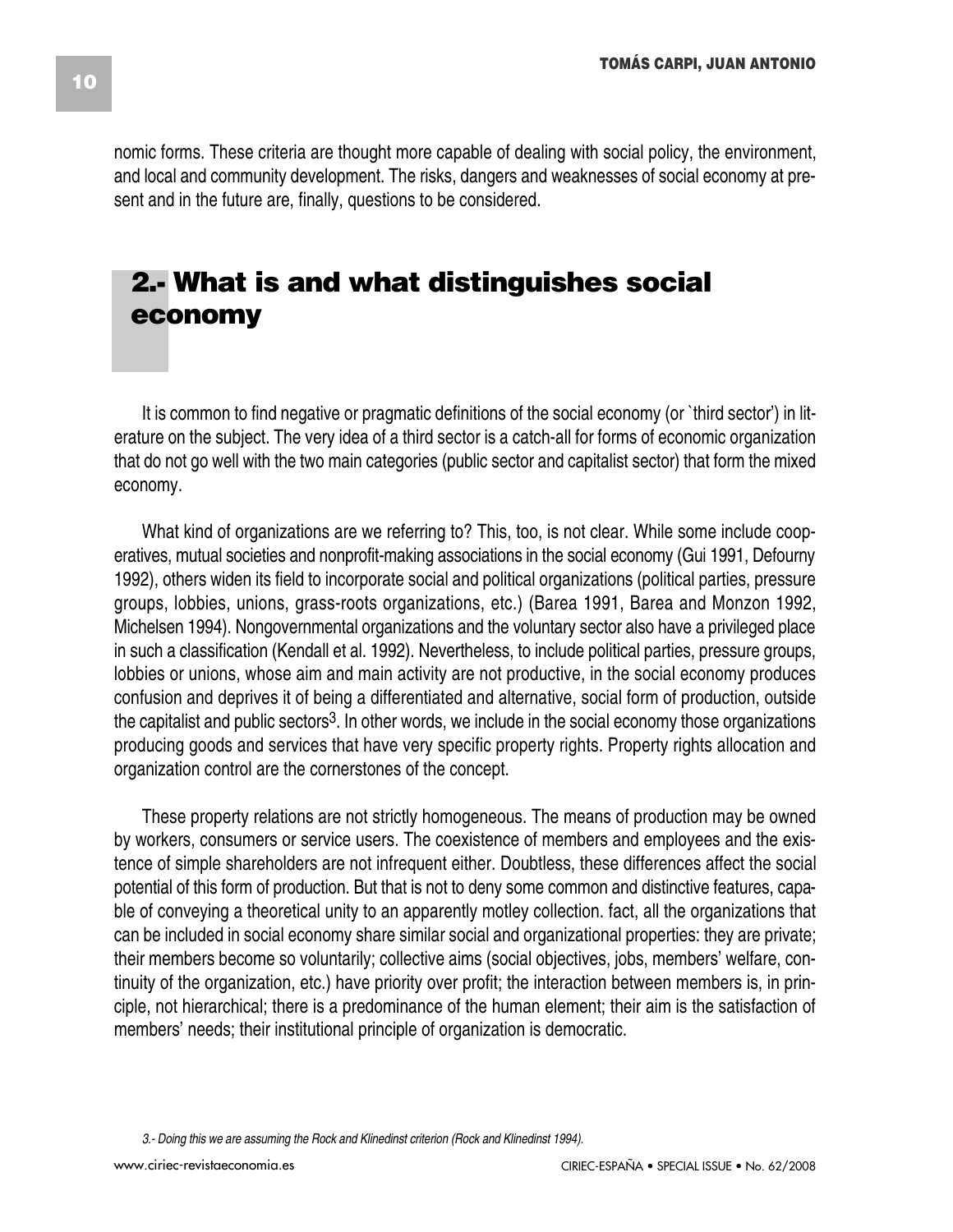nomic forms. These criteria are thought more capable of dealing with social policy, the environment, and local and community development. The risks, dangers and weaknesses of social economy at present and in the future are, finally, questions to be considered.

## 2.- What is and what distinguishes social economy

It is common to find negative or pragmatic definitions of the social economy (or `third sector') in literature on the subject. The very idea of a third sector is a catch-all for forms of economic organization that do not go well with the two main categories (public sector and capitalist sector) that form the mixed economy.

What kind of organizations are we referring to? This, too, is not clear. While some include cooperatives, mutual societies and nonprofit-making associations in the social economy (Gui 1991, Defourny 1992), others widen its field to incorporate social and political organizations (political parties, pressure groups, lobbies, unions, grass-roots organizations, etc.) (Barea 1991, Barea and Monzon 1992, Michelsen 1994). Nongovernmental organizations and the voluntary sector also have a privileged place in such a classification (Kendall et al. 1992). Nevertheless, to include political parties, pressure groups, lobbies or unions, whose aim and main activity are not productive, in the social economy produces confusion and deprives it of being a differentiated and alternative, social form of production, outside the capitalist and public sectors[3]. In other words, we include in the social economy those organizations producing goods and services that have very specific property rights. Property rights allocation and organization control are the cornerstones of the concept.

These property relations are not strictly homogeneous. The means of production may be owned by workers, consumers or service users. The coexistence of members and employees and the existence of simple shareholders are not infrequent either. Doubtless, these differences affect the social potential of this form of production. But that is not to deny some common and distinctive features, capable of conveying a theoretical unity to an apparently motley collection. fact, all the organizations that can be included in social economy share similar social and organizational properties: they are private; their members become so voluntarily; collective aims (social objectives, jobs, members' welfare, continuity of the organization, etc.) have priority over profit; the interaction between members is, in principle, not hierarchical; there is a predominance of the human element; their aim is the satisfaction of members' needs; their institutional principle of organization is democratic.

*3.- Doing this we are assuming the Rock and Klinedinst criterion (Rock and Klinedinst 1994).*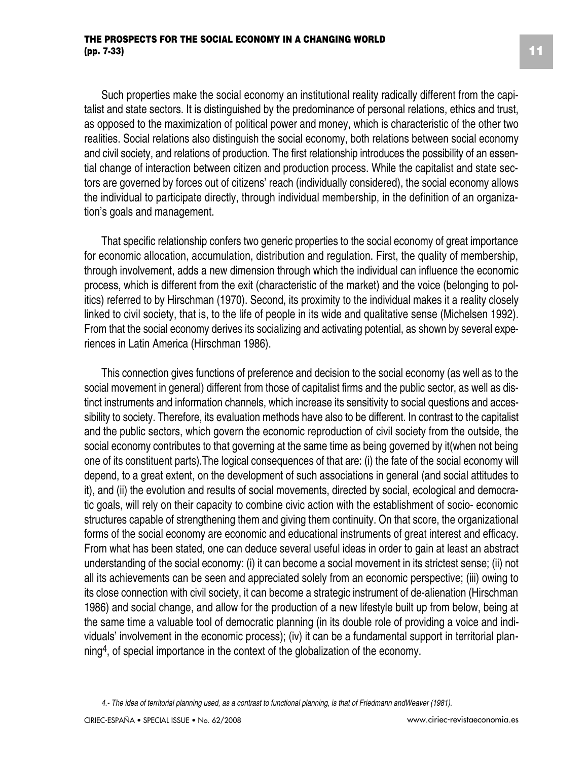Such properties make the social economy an institutional reality radically different from the capitalist and state sectors. It is distinguished by the predominance of personal relations, ethics and trust, as opposed to the maximization of political power and money, which is characteristic of the other two realities. Social relations also distinguish the social economy, both relations between social economy and civil society, and relations of production. The first relationship introduces the possibility of an essential change of interaction between citizen and production process. While the capitalist and state sectors are governed by forces out of citizens' reach (individually considered), the social economy allows the individual to participate directly, through individual membership, in the definition of an organization's goals and management.

That specific relationship confers two generic properties to the social economy of great importance for economic allocation, accumulation, distribution and regulation. First, the quality of membership, through involvement, adds a new dimension through which the individual can influence the economic process, which is different from the exit (characteristic of the market) and the voice (belonging to politics) referred to by Hirschman (1970). Second, its proximity to the individual makes it a reality closely linked to civil society, that is, to the life of people in its wide and qualitative sense (Michelsen 1992). From that the social economy derives its socializing and activating potential, as shown by several experiences in Latin America (Hirschman 1986).

This connection gives functions of preference and decision to the social economy (as well as to the social movement in general) different from those of capitalist firms and the public sector, as well as distinct instruments and information channels, which increase its sensitivity to social questions and accessibility to society. Therefore, its evaluation methods have also to be different. In contrast to the capitalist and the public sectors, which govern the economic reproduction of civil society from the outside, the social economy contributes to that governing at the same time as being governed by it(when not being one of its constituent parts).The logical consequences of that are: (i) the fate of the social economy will depend, to a great extent, on the development of such associations in general (and social attitudes to it), and (ii) the evolution and results of social movements, directed by social, ecological and democratic goals, will rely on their capacity to combine civic action with the establishment of socio- economic structures capable of strengthening them and giving them continuity. On that score, the organizational forms of the social economy are economic and educational instruments of great interest and efficacy. From what has been stated, one can deduce several useful ideas in order to gain at least an abstract understanding of the social economy: (i) it can become a social movement in its strictest sense; (ii) not all its achievements can be seen and appreciated solely from an economic perspective; (iii) owing to its close connection with civil society, it can become a strategic instrument of de-alienation (Hirschman 1986) and social change, and allow for the production of a new lifestyle built up from below, being at the same time a valuable tool of democratic planning (in its double role of providing a voice and individuals' involvement in the economic process); (iv) it can be a fundamental support in territorial planning[4], of special importance in the context of the globalization of the economy.

*4.- The idea of territorial planning used, as a contrast to functional planning, is that of Friedmann andWeaver (1981).*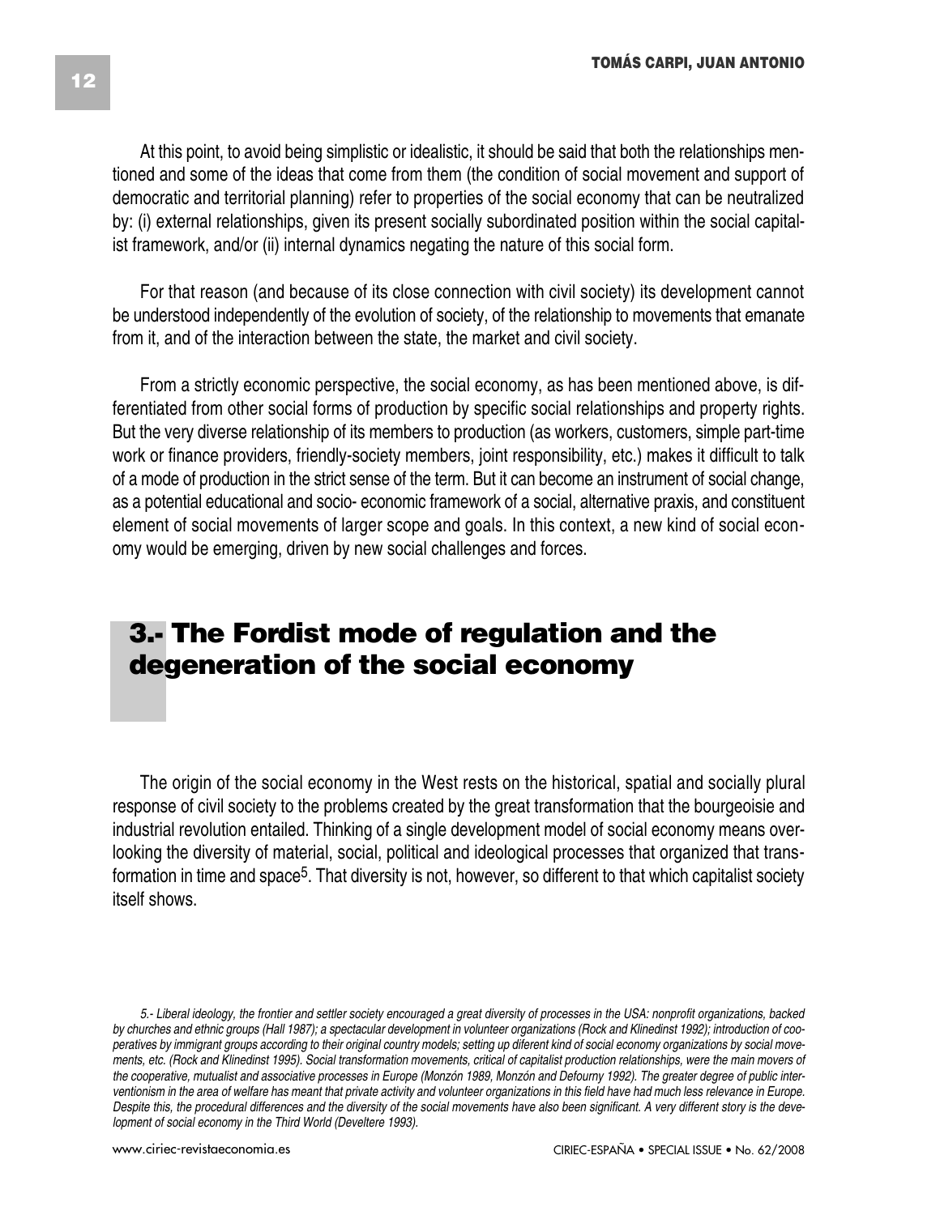At this point, to avoid being simplistic or idealistic, it should be said that both the relationships mentioned and some of the ideas that come from them (the condition of social movement and support of democratic and territorial planning) refer to properties of the social economy that can be neutralized by: (i) external relationships, given its present socially subordinated position within the social capitalist framework, and/or (ii) internal dynamics negating the nature of this social form.

For that reason (and because of its close connection with civil society) its development cannot be understood independently of the evolution of society, of the relationship to movements that emanate from it, and of the interaction between the state, the market and civil society.

From a strictly economic perspective, the social economy, as has been mentioned above, is differentiated from other social forms of production by specific social relationships and property rights. But the very diverse relationship of its members to production (as workers, customers, simple part-time work or finance providers, friendly-society members, joint responsibility, etc.) makes it difficult to talk of a mode of production in the strict sense of the term. But it can become an instrument of social change, as a potential educational and socio- economic framework of a social, alternative praxis, and constituent element of social movements of larger scope and goals. In this context, a new kind of social economy would be emerging, driven by new social challenges and forces.

## 3.- The Fordist mode of regulation and the degeneration of the social economy

The origin of the social economy in the West rests on the historical, spatial and socially plural response of civil society to the problems created by the great transformation that the bourgeoisie and industrial revolution entailed. Thinking of a single development model of social economy means overlooking the diversity of material, social, political and ideological processes that organized that transformation in time and space[5]. That diversity is not, however, so different to that which capitalist society itself shows.

*5.- Liberal ideology, the frontier and settler society encouraged a great diversity of processes in the USA: nonprofit organizations, backed by churches and ethnic groups (Hall 1987); a spectacular development in volunteer organizations (Rock and Klinedinst 1992); introduction of cooperatives by immigrant groups according to their original country models; setting up diferent kind of social economy organizations by social movements, etc. (Rock and Klinedinst 1995). Social transformation movements, critical of capitalist production relationships, were the main movers of the cooperative, mutualist and associative processes in Europe (Monzón 1989, Monzón and Defourny 1992). The greater degree of public interventionism in the area of welfare has meant that private activity and volunteer organizations in this field have had much less relevance in Europe. Despite this, the procedural differences and the diversity of the social movements have also been significant. A very different story is the development of social economy in the Third World (Develtere 1993).*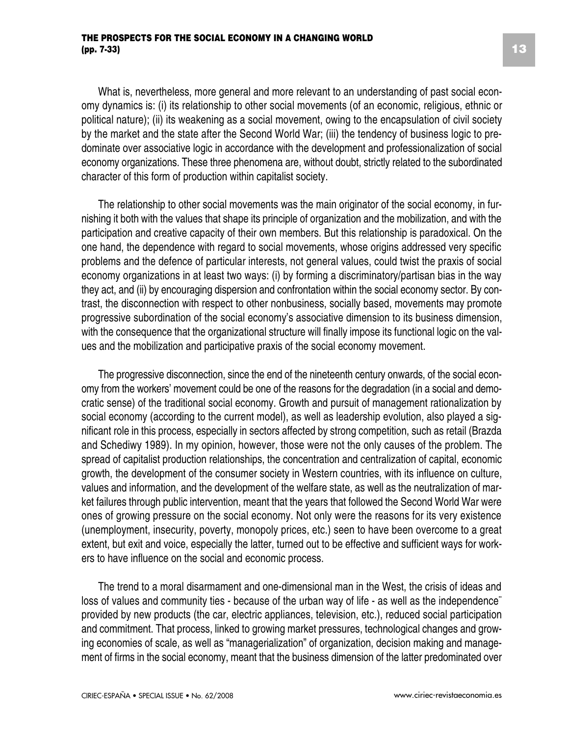What is, nevertheless, more general and more relevant to an understanding of past social economy dynamics is: (i) its relationship to other social movements (of an economic, religious, ethnic or political nature); (ii) its weakening as a social movement, owing to the encapsulation of civil society by the market and the state after the Second World War; (iii) the tendency of business logic to predominate over associative logic in accordance with the development and professionalization of social economy organizations. These three phenomena are, without doubt, strictly related to the subordinated character of this form of production within capitalist society.

The relationship to other social movements was the main originator of the social economy, in furnishing it both with the values that shape its principle of organization and the mobilization, and with the participation and creative capacity of their own members. But this relationship is paradoxical. On the one hand, the dependence with regard to social movements, whose origins addressed very specific problems and the defence of particular interests, not general values, could twist the praxis of social economy organizations in at least two ways: (i) by forming a discriminatory/partisan bias in the way they act, and (ii) by encouraging dispersion and confrontation within the social economy sector. By contrast, the disconnection with respect to other nonbusiness, socially based, movements may promote progressive subordination of the social economy's associative dimension to its business dimension, with the consequence that the organizational structure will finally impose its functional logic on the values and the mobilization and participative praxis of the social economy movement.

The progressive disconnection, since the end of the nineteenth century onwards, of the social economy from the workers' movement could be one of the reasons for the degradation (in a social and democratic sense) of the traditional social economy. Growth and pursuit of management rationalization by social economy (according to the current model), as well as leadership evolution, also played a significant role in this process, especially in sectors affected by strong competition, such as retail (Brazda and Schediwy 1989). In my opinion, however, those were not the only causes of the problem. The spread of capitalist production relationships, the concentration and centralization of capital, economic growth, the development of the consumer society in Western countries, with its influence on culture, values and information, and the development of the welfare state, as well as the neutralization of market failures through public intervention, meant that the years that followed the Second World War were ones of growing pressure on the social economy. Not only were the reasons for its very existence (unemployment, insecurity, poverty, monopoly prices, etc.) seen to have been overcome to a great extent, but exit and voice, especially the latter, turned out to be effective and sufficient ways for workers to have influence on the social and economic process.

The trend to a moral disarmament and one-dimensional man in the West, the crisis of ideas and loss of values and community ties - because of the urban way of life - as well as the independence¨ provided by new products (the car, electric appliances, television, etc.), reduced social participation and commitment. That process, linked to growing market pressures, technological changes and growing economies of scale, as well as "managerialization" of organization, decision making and management of firms in the social economy, meant that the business dimension of the latter predominated over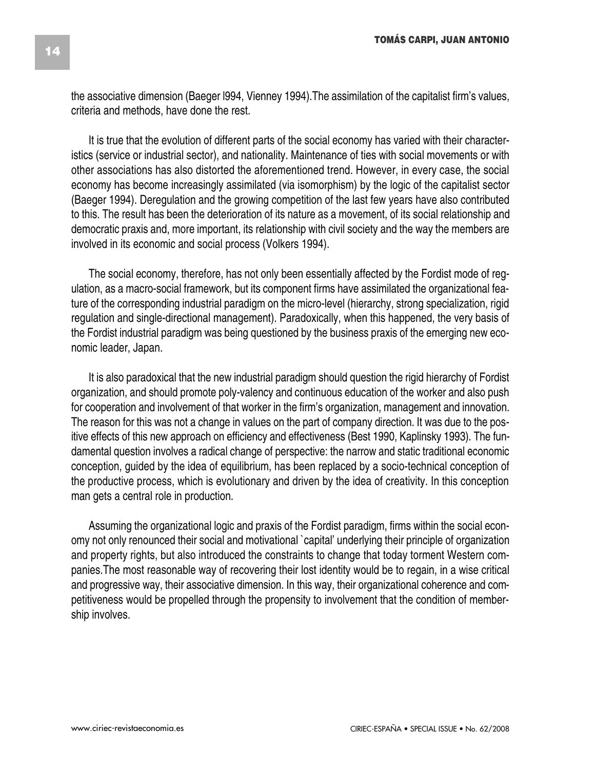the associative dimension (Baeger l994, Vienney 1994).The assimilation of the capitalist firm's values, criteria and methods, have done the rest.

It is true that the evolution of different parts of the social economy has varied with their characteristics (service or industrial sector), and nationality. Maintenance of ties with social movements or with other associations has also distorted the aforementioned trend. However, in every case, the social economy has become increasingly assimilated (via isomorphism) by the logic of the capitalist sector (Baeger 1994). Deregulation and the growing competition of the last few years have also contributed to this. The result has been the deterioration of its nature as a movement, of its social relationship and democratic praxis and, more important, its relationship with civil society and the way the members are involved in its economic and social process (Volkers 1994).

The social economy, therefore, has not only been essentially affected by the Fordist mode of regulation, as a macro-social framework, but its component firms have assimilated the organizational feature of the corresponding industrial paradigm on the micro-level (hierarchy, strong specialization, rigid regulation and single-directional management). Paradoxically, when this happened, the very basis of the Fordist industrial paradigm was being questioned by the business praxis of the emerging new economic leader, Japan.

It is also paradoxical that the new industrial paradigm should question the rigid hierarchy of Fordist organization, and should promote poly-valency and continuous education of the worker and also push for cooperation and involvement of that worker in the firm's organization, management and innovation. The reason for this was not a change in values on the part of company direction. It was due to the positive effects of this new approach on efficiency and effectiveness (Best 1990, Kaplinsky 1993). The fundamental question involves a radical change of perspective: the narrow and static traditional economic conception, guided by the idea of equilibrium, has been replaced by a socio-technical conception of the productive process, which is evolutionary and driven by the idea of creativity. In this conception man gets a central role in production.

Assuming the organizational logic and praxis of the Fordist paradigm, firms within the social economy not only renounced their social and motivational `capital' underlying their principle of organization and property rights, but also introduced the constraints to change that today torment Western companies.The most reasonable way of recovering their lost identity would be to regain, in a wise critical and progressive way, their associative dimension. In this way, their organizational coherence and competitiveness would be propelled through the propensity to involvement that the condition of membership involves.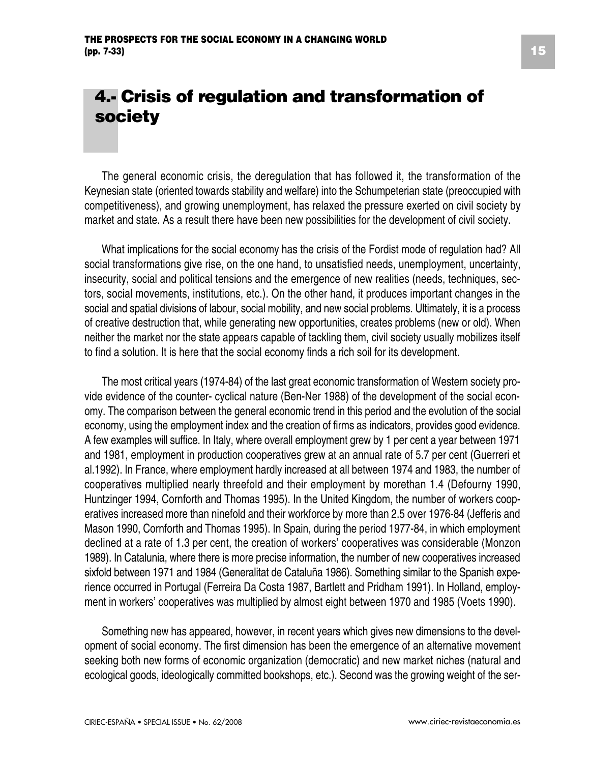## 4.- Crisis of regulation and transformation of society

The general economic crisis, the deregulation that has followed it, the transformation of the Keynesian state (oriented towards stability and welfare) into the Schumpeterian state (preoccupied with competitiveness), and growing unemployment, has relaxed the pressure exerted on civil society by market and state. As a result there have been new possibilities for the development of civil society.

What implications for the social economy has the crisis of the Fordist mode of regulation had? All social transformations give rise, on the one hand, to unsatisfied needs, unemployment, uncertainty, insecurity, social and political tensions and the emergence of new realities (needs, techniques, sectors, social movements, institutions, etc.). On the other hand, it produces important changes in the social and spatial divisions of labour, social mobility, and new social problems. Ultimately, it is a process of creative destruction that, while generating new opportunities, creates problems (new or old). When neither the market nor the state appears capable of tackling them, civil society usually mobilizes itself to find a solution. It is here that the social economy finds a rich soil for its development.

The most critical years (1974-84) of the last great economic transformation of Western society provide evidence of the counter- cyclical nature (Ben-Ner 1988) of the development of the social economy. The comparison between the general economic trend in this period and the evolution of the social economy, using the employment index and the creation of firms as indicators, provides good evidence. A few examples will suffice. In Italy, where overall employment grew by 1 per cent a year between 1971 and 1981, employment in production cooperatives grew at an annual rate of 5.7 per cent (Guerreri et al.1992). In France, where employment hardly increased at all between 1974 and 1983, the number of cooperatives multiplied nearly threefold and their employment by morethan 1.4 (Defourny 1990, Huntzinger 1994, Cornforth and Thomas 1995). In the United Kingdom, the number of workers cooperatives increased more than ninefold and their workforce by more than 2.5 over 1976-84 (Jefferis and Mason 1990, Cornforth and Thomas 1995). In Spain, during the period 1977-84, in which employment declined at a rate of 1.3 per cent, the creation of workers' cooperatives was considerable (Monzon 1989). In Catalunia, where there is more precise information, the number of new cooperatives increased sixfold between 1971 and 1984 (Generalitat de Cataluña 1986). Something similar to the Spanish experience occurred in Portugal (Ferreira Da Costa 1987, Bartlett and Pridham 1991). In Holland, employment in workers' cooperatives was multiplied by almost eight between 1970 and 1985 (Voets 1990).

Something new has appeared, however, in recent years which gives new dimensions to the development of social economy. The first dimension has been the emergence of an alternative movement seeking both new forms of economic organization (democratic) and new market niches (natural and ecological goods, ideologically committed bookshops, etc.). Second was the growing weight of the ser-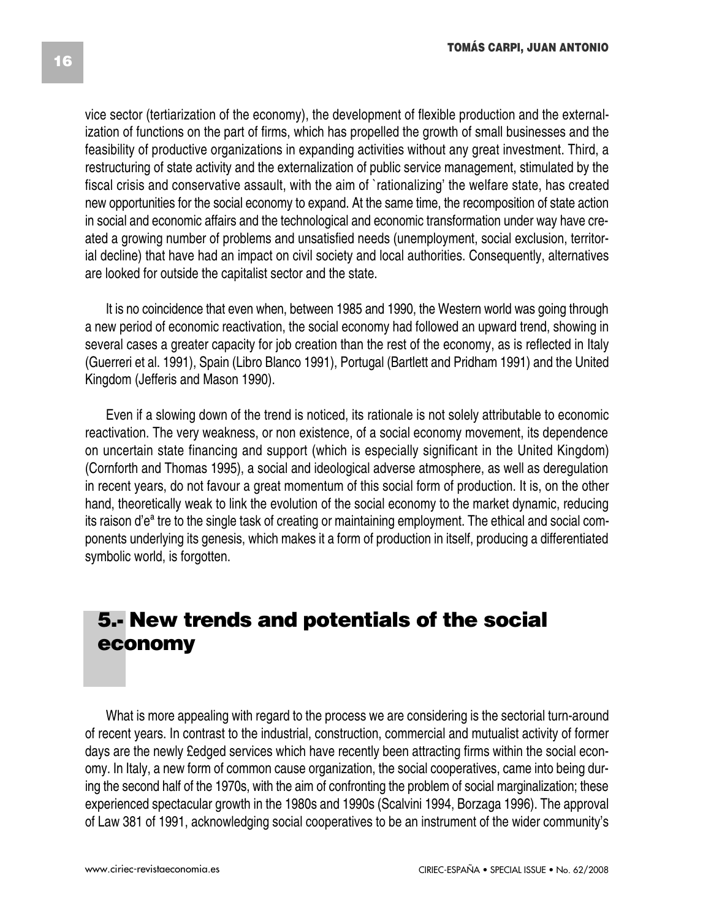vice sector (tertiarization of the economy), the development of flexible production and the externalization of functions on the part of firms, which has propelled the growth of small businesses and the feasibility of productive organizations in expanding activities without any great investment. Third, a restructuring of state activity and the externalization of public service management, stimulated by the fiscal crisis and conservative assault, with the aim of `rationalizing' the welfare state, has created new opportunities for the social economy to expand. At the same time, the recomposition of state action in social and economic affairs and the technological and economic transformation under way have created a growing number of problems and unsatisfied needs (unemployment, social exclusion, territorial decline) that have had an impact on civil society and local authorities. Consequently, alternatives are looked for outside the capitalist sector and the state.

It is no coincidence that even when, between 1985 and 1990, the Western world was going through a new period of economic reactivation, the social economy had followed an upward trend, showing in several cases a greater capacity for job creation than the rest of the economy, as is reflected in Italy (Guerreri et al. 1991), Spain (Libro Blanco 1991), Portugal (Bartlett and Pridham 1991) and the United Kingdom (Jefferis and Mason 1990).

Even if a slowing down of the trend is noticed, its rationale is not solely attributable to economic reactivation. The very weakness, or non existence, of a social economy movement, its dependence on uncertain state financing and support (which is especially significant in the United Kingdom) (Cornforth and Thomas 1995), a social and ideological adverse atmosphere, as well as deregulation in recent years, do not favour a great momentum of this social form of production. It is, on the other hand, theoretically weak to link the evolution of the social economy to the market dynamic, reducing its raison d'eª tre to the single task of creating or maintaining employment. The ethical and social components underlying its genesis, which makes it a form of production in itself, producing a differentiated symbolic world, is forgotten.

## 5.- New trends and potentials of the social economy

What is more appealing with regard to the process we are considering is the sectorial turn-around of recent years. In contrast to the industrial, construction, commercial and mutualist activity of former days are the newly £edged services which have recently been attracting firms within the social economy. In Italy, a new form of common cause organization, the social cooperatives, came into being during the second half of the 1970s, with the aim of confronting the problem of social marginalization; these experienced spectacular growth in the 1980s and 1990s (Scalvini 1994, Borzaga 1996). The approval of Law 381 of 1991, acknowledging social cooperatives to be an instrument of the wider community's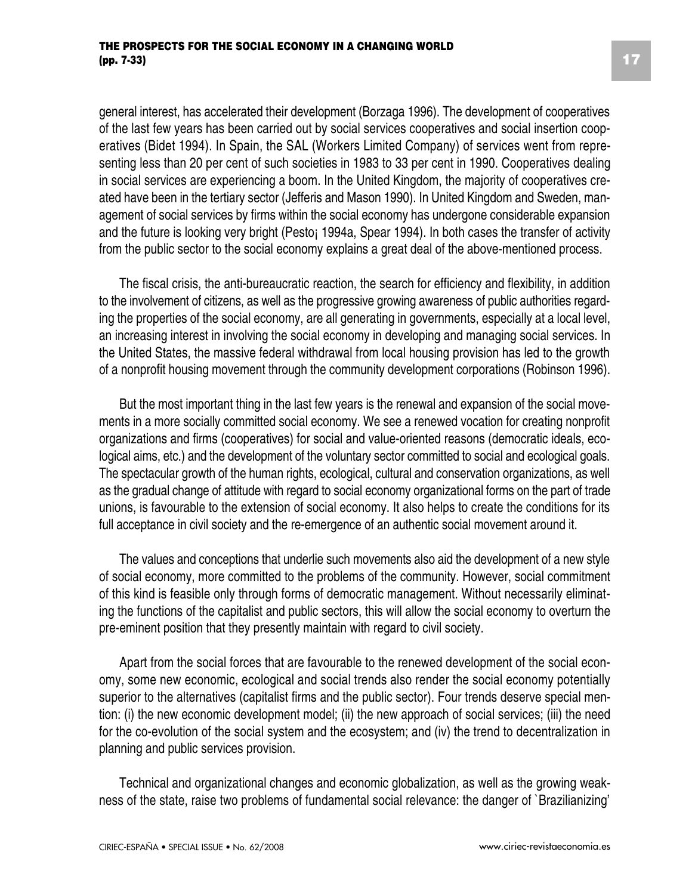general interest, has accelerated their development (Borzaga 1996). The development of cooperatives of the last few years has been carried out by social services cooperatives and social insertion cooperatives (Bidet 1994). In Spain, the SAL (Workers Limited Company) of services went from representing less than 20 per cent of such societies in 1983 to 33 per cent in 1990. Cooperatives dealing in social services are experiencing a boom. In the United Kingdom, the majority of cooperatives created have been in the tertiary sector (Jefferis and Mason 1990). In United Kingdom and Sweden, management of social services by firms within the social economy has undergone considerable expansion and the future is looking very bright (Pesto¡ 1994a, Spear 1994). In both cases the transfer of activity from the public sector to the social economy explains a great deal of the above-mentioned process.

The fiscal crisis, the anti-bureaucratic reaction, the search for efficiency and flexibility, in addition to the involvement of citizens, as well as the progressive growing awareness of public authorities regarding the properties of the social economy, are all generating in governments, especially at a local level, an increasing interest in involving the social economy in developing and managing social services. In the United States, the massive federal withdrawal from local housing provision has led to the growth of a nonprofit housing movement through the community development corporations (Robinson 1996).

But the most important thing in the last few years is the renewal and expansion of the social movements in a more socially committed social economy. We see a renewed vocation for creating nonprofit organizations and firms (cooperatives) for social and value-oriented reasons (democratic ideals, ecological aims, etc.) and the development of the voluntary sector committed to social and ecological goals. The spectacular growth of the human rights, ecological, cultural and conservation organizations, as well as the gradual change of attitude with regard to social economy organizational forms on the part of trade unions, is favourable to the extension of social economy. It also helps to create the conditions for its full acceptance in civil society and the re-emergence of an authentic social movement around it.

The values and conceptions that underlie such movements also aid the development of a new style of social economy, more committed to the problems of the community. However, social commitment of this kind is feasible only through forms of democratic management. Without necessarily eliminating the functions of the capitalist and public sectors, this will allow the social economy to overturn the pre-eminent position that they presently maintain with regard to civil society.

Apart from the social forces that are favourable to the renewed development of the social economy, some new economic, ecological and social trends also render the social economy potentially superior to the alternatives (capitalist firms and the public sector). Four trends deserve special mention: (i) the new economic development model; (ii) the new approach of social services; (iii) the need for the co-evolution of the social system and the ecosystem; and (iv) the trend to decentralization in planning and public services provision.

Technical and organizational changes and economic globalization, as well as the growing weakness of the state, raise two problems of fundamental social relevance: the danger of `Brazilianizing'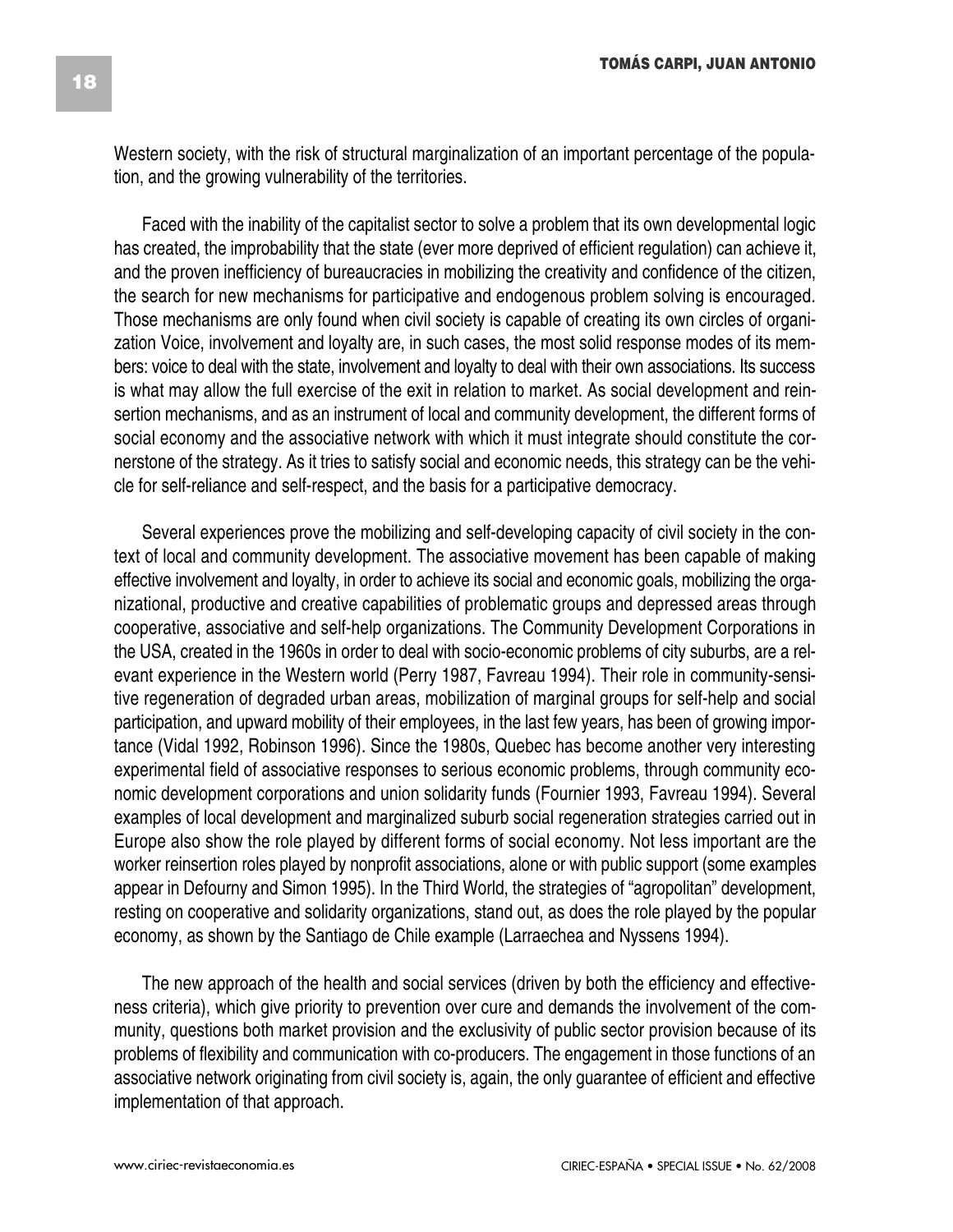Western society, with the risk of structural marginalization of an important percentage of the population, and the growing vulnerability of the territories.

Faced with the inability of the capitalist sector to solve a problem that its own developmental logic has created, the improbability that the state (ever more deprived of efficient regulation) can achieve it, and the proven inefficiency of bureaucracies in mobilizing the creativity and confidence of the citizen, the search for new mechanisms for participative and endogenous problem solving is encouraged. Those mechanisms are only found when civil society is capable of creating its own circles of organization Voice, involvement and loyalty are, in such cases, the most solid response modes of its members: voice to deal with the state, involvement and loyalty to deal with their own associations. Its success is what may allow the full exercise of the exit in relation to market. As social development and reinsertion mechanisms, and as an instrument of local and community development, the different forms of social economy and the associative network with which it must integrate should constitute the cornerstone of the strategy. As it tries to satisfy social and economic needs, this strategy can be the vehicle for self-reliance and self-respect, and the basis for a participative democracy.

Several experiences prove the mobilizing and self-developing capacity of civil society in the context of local and community development. The associative movement has been capable of making effective involvement and loyalty, in order to achieve its social and economic goals, mobilizing the organizational, productive and creative capabilities of problematic groups and depressed areas through cooperative, associative and self-help organizations. The Community Development Corporations in the USA, created in the 1960s in order to deal with socio-economic problems of city suburbs, are a relevant experience in the Western world (Perry 1987, Favreau 1994). Their role in community-sensitive regeneration of degraded urban areas, mobilization of marginal groups for self-help and social participation, and upward mobility of their employees, in the last few years, has been of growing importance (Vidal 1992, Robinson 1996). Since the 1980s, Quebec has become another very interesting experimental field of associative responses to serious economic problems, through community economic development corporations and union solidarity funds (Fournier 1993, Favreau 1994). Several examples of local development and marginalized suburb social regeneration strategies carried out in Europe also show the role played by different forms of social economy. Not less important are the worker reinsertion roles played by nonprofit associations, alone or with public support (some examples appear in Defourny and Simon 1995). In the Third World, the strategies of "agropolitan" development, resting on cooperative and solidarity organizations, stand out, as does the role played by the popular economy, as shown by the Santiago de Chile example (Larraechea and Nyssens 1994).

The new approach of the health and social services (driven by both the efficiency and effectiveness criteria), which give priority to prevention over cure and demands the involvement of the community, questions both market provision and the exclusivity of public sector provision because of its problems of flexibility and communication with co-producers. The engagement in those functions of an associative network originating from civil society is, again, the only guarantee of efficient and effective implementation of that approach.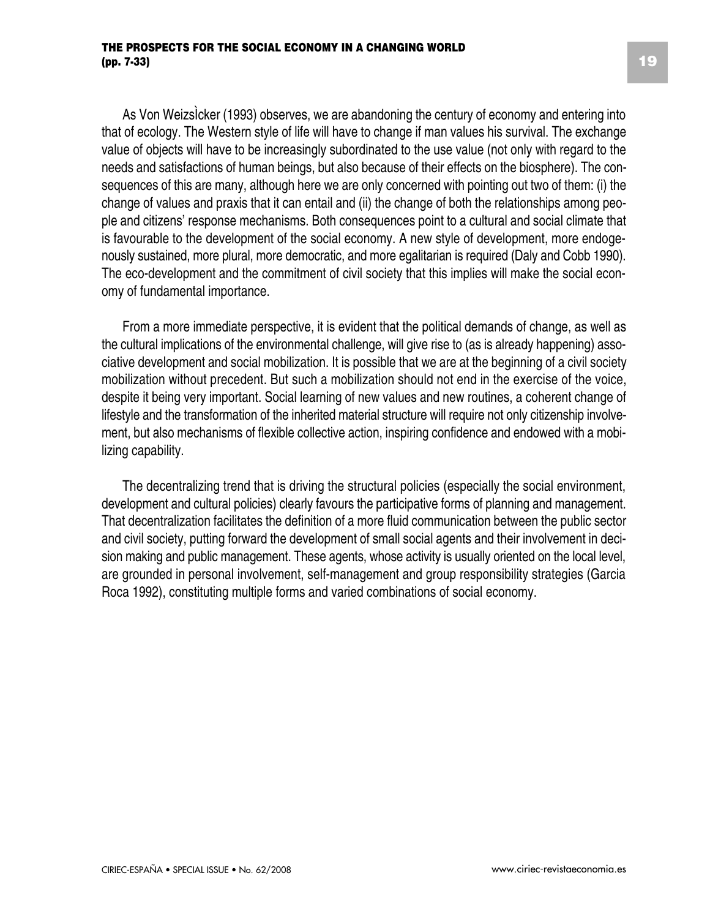As Von WeizsÌcker (1993) observes, we are abandoning the century of economy and entering into that of ecology. The Western style of life will have to change if man values his survival. The exchange value of objects will have to be increasingly subordinated to the use value (not only with regard to the needs and satisfactions of human beings, but also because of their effects on the biosphere). The consequences of this are many, although here we are only concerned with pointing out two of them: (i) the change of values and praxis that it can entail and (ii) the change of both the relationships among people and citizens' response mechanisms. Both consequences point to a cultural and social climate that is favourable to the development of the social economy. A new style of development, more endogenously sustained, more plural, more democratic, and more egalitarian is required (Daly and Cobb 1990). The eco-development and the commitment of civil society that this implies will make the social economy of fundamental importance.

From a more immediate perspective, it is evident that the political demands of change, as well as the cultural implications of the environmental challenge, will give rise to (as is already happening) associative development and social mobilization. It is possible that we are at the beginning of a civil society mobilization without precedent. But such a mobilization should not end in the exercise of the voice, despite it being very important. Social learning of new values and new routines, a coherent change of lifestyle and the transformation of the inherited material structure will require not only citizenship involvement, but also mechanisms of flexible collective action, inspiring confidence and endowed with a mobilizing capability.

The decentralizing trend that is driving the structural policies (especially the social environment, development and cultural policies) clearly favours the participative forms of planning and management. That decentralization facilitates the definition of a more fluid communication between the public sector and civil society, putting forward the development of small social agents and their involvement in decision making and public management. These agents, whose activity is usually oriented on the local level, are grounded in personal involvement, self-management and group responsibility strategies (Garcia Roca 1992), constituting multiple forms and varied combinations of social economy.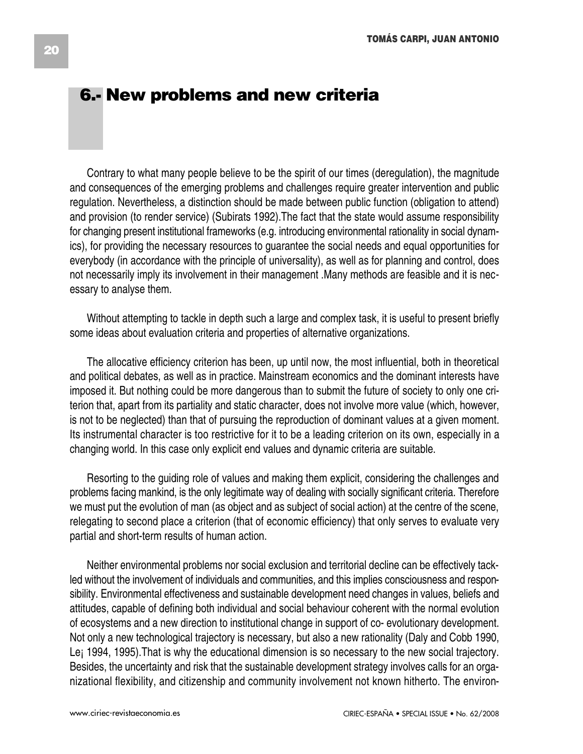## 6.- New problems and new criteria

Contrary to what many people believe to be the spirit of our times (deregulation), the magnitude and consequences of the emerging problems and challenges require greater intervention and public regulation. Nevertheless, a distinction should be made between public function (obligation to attend) and provision (to render service) (Subirats 1992).The fact that the state would assume responsibility for changing present institutional frameworks (e.g. introducing environmental rationality in social dynamics), for providing the necessary resources to guarantee the social needs and equal opportunities for everybody (in accordance with the principle of universality), as well as for planning and control, does not necessarily imply its involvement in their management .Many methods are feasible and it is necessary to analyse them.

Without attempting to tackle in depth such a large and complex task, it is useful to present briefly some ideas about evaluation criteria and properties of alternative organizations.

The allocative efficiency criterion has been, up until now, the most influential, both in theoretical and political debates, as well as in practice. Mainstream economics and the dominant interests have imposed it. But nothing could be more dangerous than to submit the future of society to only one criterion that, apart from its partiality and static character, does not involve more value (which, however, is not to be neglected) than that of pursuing the reproduction of dominant values at a given moment. Its instrumental character is too restrictive for it to be a leading criterion on its own, especially in a changing world. In this case only explicit end values and dynamic criteria are suitable.

Resorting to the guiding role of values and making them explicit, considering the challenges and problems facing mankind, is the only legitimate way of dealing with socially significant criteria. Therefore we must put the evolution of man (as object and as subject of social action) at the centre of the scene, relegating to second place a criterion (that of economic efficiency) that only serves to evaluate very partial and short-term results of human action.

Neither environmental problems nor social exclusion and territorial decline can be effectively tackled without the involvement of individuals and communities, and this implies consciousness and responsibility. Environmental effectiveness and sustainable development need changes in values, beliefs and attitudes, capable of defining both individual and social behaviour coherent with the normal evolution of ecosystems and a new direction to institutional change in support of co- evolutionary development. Not only a new technological trajectory is necessary, but also a new rationality (Daly and Cobb 1990, Le¡ 1994, 1995).That is why the educational dimension is so necessary to the new social trajectory. Besides, the uncertainty and risk that the sustainable development strategy involves calls for an organizational flexibility, and citizenship and community involvement not known hitherto. The environ-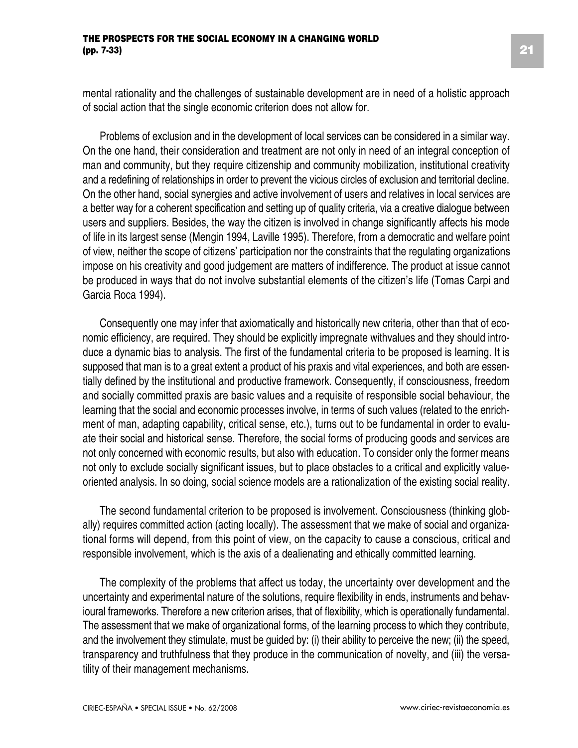mental rationality and the challenges of sustainable development are in need of a holistic approach of social action that the single economic criterion does not allow for.

Problems of exclusion and in the development of local services can be considered in a similar way. On the one hand, their consideration and treatment are not only in need of an integral conception of man and community, but they require citizenship and community mobilization, institutional creativity and a redefining of relationships in order to prevent the vicious circles of exclusion and territorial decline. On the other hand, social synergies and active involvement of users and relatives in local services are a better way for a coherent specification and setting up of quality criteria, via a creative dialogue between users and suppliers. Besides, the way the citizen is involved in change significantly affects his mode of life in its largest sense (Mengin 1994, Laville 1995). Therefore, from a democratic and welfare point of view, neither the scope of citizens' participation nor the constraints that the regulating organizations impose on his creativity and good judgement are matters of indifference. The product at issue cannot be produced in ways that do not involve substantial elements of the citizen's life (Tomas Carpi and Garcia Roca 1994).

Consequently one may infer that axiomatically and historically new criteria, other than that of economic efficiency, are required. They should be explicitly impregnate withvalues and they should introduce a dynamic bias to analysis. The first of the fundamental criteria to be proposed is learning. It is supposed that man is to a great extent a product of his praxis and vital experiences, and both are essentially defined by the institutional and productive framework. Consequently, if consciousness, freedom and socially committed praxis are basic values and a requisite of responsible social behaviour, the learning that the social and economic processes involve, in terms of such values (related to the enrichment of man, adapting capability, critical sense, etc.), turns out to be fundamental in order to evaluate their social and historical sense. Therefore, the social forms of producing goods and services are not only concerned with economic results, but also with education. To consider only the former means not only to exclude socially significant issues, but to place obstacles to a critical and explicitly value-oriented analysis. In so doing, social science models are a rationalization of the existing social reality.

The second fundamental criterion to be proposed is involvement. Consciousness (thinking globally) requires committed action (acting locally). The assessment that we make of social and organizational forms will depend, from this point of view, on the capacity to cause a conscious, critical and responsible involvement, which is the axis of a dealienating and ethically committed learning.

The complexity of the problems that affect us today, the uncertainty over development and the uncertainty and experimental nature of the solutions, require flexibility in ends, instruments and behavioural frameworks. Therefore a new criterion arises, that of flexibility, which is operationally fundamental. The assessment that we make of organizational forms, of the learning process to which they contribute, and the involvement they stimulate, must be guided by: (i) their ability to perceive the new; (ii) the speed, transparency and truthfulness that they produce in the communication of novelty, and (iii) the versatility of their management mechanisms.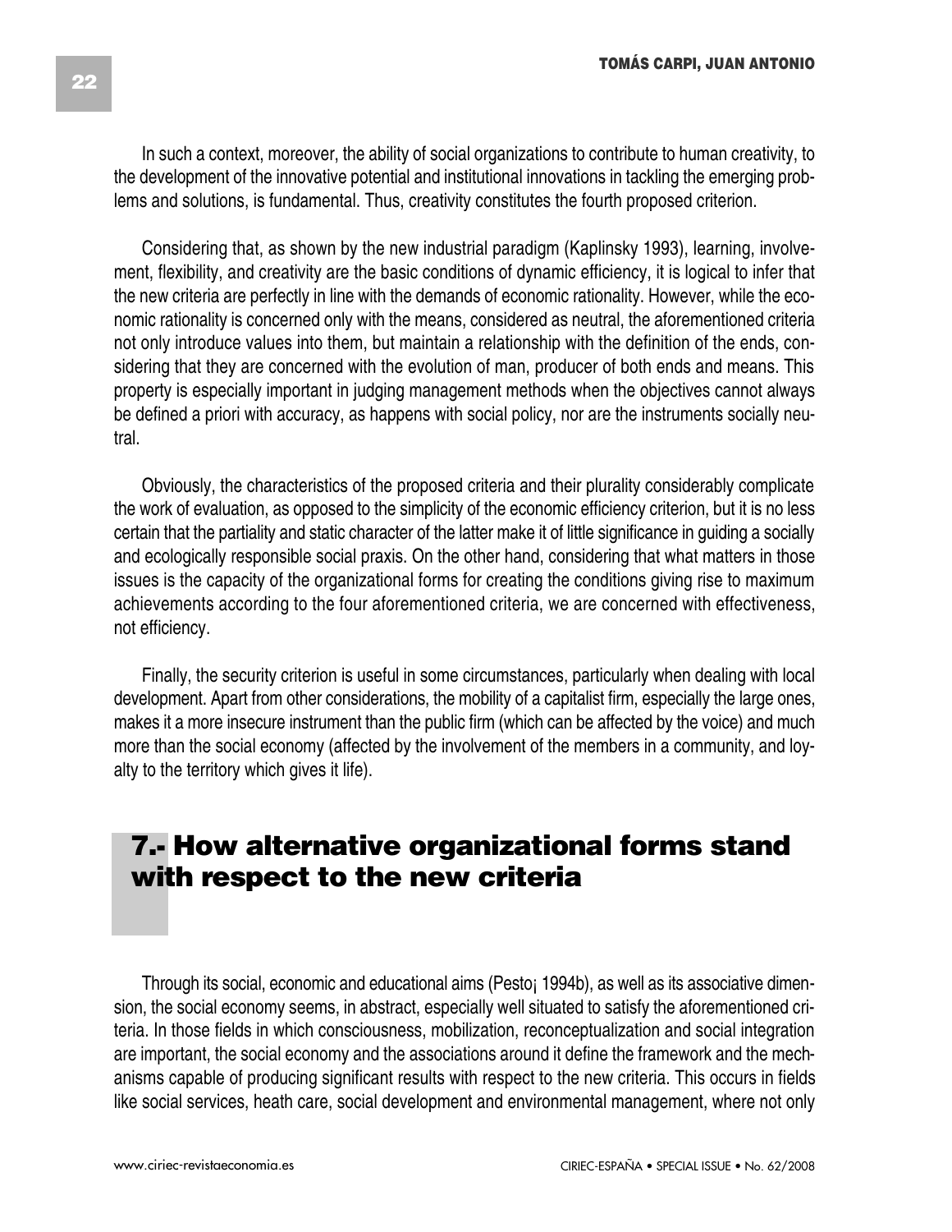In such a context, moreover, the ability of social organizations to contribute to human creativity, to the development of the innovative potential and institutional innovations in tackling the emerging problems and solutions, is fundamental. Thus, creativity constitutes the fourth proposed criterion.

Considering that, as shown by the new industrial paradigm (Kaplinsky 1993), learning, involvement, flexibility, and creativity are the basic conditions of dynamic efficiency, it is logical to infer that the new criteria are perfectly in line with the demands of economic rationality. However, while the economic rationality is concerned only with the means, considered as neutral, the aforementioned criteria not only introduce values into them, but maintain a relationship with the definition of the ends, considering that they are concerned with the evolution of man, producer of both ends and means. This property is especially important in judging management methods when the objectives cannot always be defined a priori with accuracy, as happens with social policy, nor are the instruments socially neutral.

Obviously, the characteristics of the proposed criteria and their plurality considerably complicate the work of evaluation, as opposed to the simplicity of the economic efficiency criterion, but it is no less certain that the partiality and static character of the latter make it of little significance in guiding a socially and ecologically responsible social praxis. On the other hand, considering that what matters in those issues is the capacity of the organizational forms for creating the conditions giving rise to maximum achievements according to the four aforementioned criteria, we are concerned with effectiveness, not efficiency.

Finally, the security criterion is useful in some circumstances, particularly when dealing with local development. Apart from other considerations, the mobility of a capitalist firm, especially the large ones, makes it a more insecure instrument than the public firm (which can be affected by the voice) and much more than the social economy (affected by the involvement of the members in a community, and loyalty to the territory which gives it life).

## 7.- How alternative organizational forms stand with respect to the new criteria

Through its social, economic and educational aims (Pesto¡ 1994b), as well as its associative dimension, the social economy seems, in abstract, especially well situated to satisfy the aforementioned criteria. In those fields in which consciousness, mobilization, reconceptualization and social integration are important, the social economy and the associations around it define the framework and the mechanisms capable of producing significant results with respect to the new criteria. This occurs in fields like social services, heath care, social development and environmental management, where not only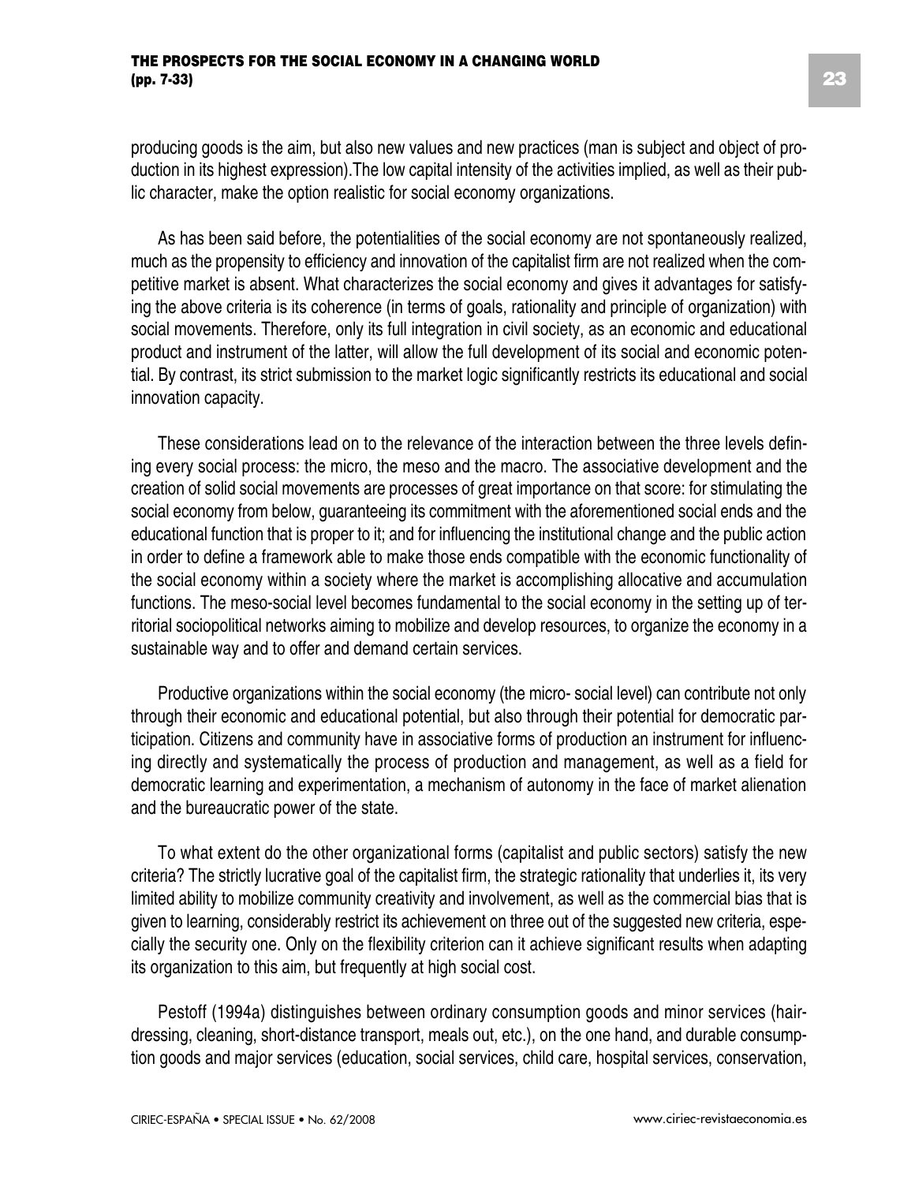producing goods is the aim, but also new values and new practices (man is subject and object of production in its highest expression).The low capital intensity of the activities implied, as well as their public character, make the option realistic for social economy organizations.

As has been said before, the potentialities of the social economy are not spontaneously realized, much as the propensity to efficiency and innovation of the capitalist firm are not realized when the competitive market is absent. What characterizes the social economy and gives it advantages for satisfying the above criteria is its coherence (in terms of goals, rationality and principle of organization) with social movements. Therefore, only its full integration in civil society, as an economic and educational product and instrument of the latter, will allow the full development of its social and economic potential. By contrast, its strict submission to the market logic significantly restricts its educational and social innovation capacity.

These considerations lead on to the relevance of the interaction between the three levels defining every social process: the micro, the meso and the macro. The associative development and the creation of solid social movements are processes of great importance on that score: for stimulating the social economy from below, guaranteeing its commitment with the aforementioned social ends and the educational function that is proper to it; and for influencing the institutional change and the public action in order to define a framework able to make those ends compatible with the economic functionality of the social economy within a society where the market is accomplishing allocative and accumulation functions. The meso-social level becomes fundamental to the social economy in the setting up of territorial sociopolitical networks aiming to mobilize and develop resources, to organize the economy in a sustainable way and to offer and demand certain services.

Productive organizations within the social economy (the micro- social level) can contribute not only through their economic and educational potential, but also through their potential for democratic participation. Citizens and community have in associative forms of production an instrument for influencing directly and systematically the process of production and management, as well as a field for democratic learning and experimentation, a mechanism of autonomy in the face of market alienation and the bureaucratic power of the state.

To what extent do the other organizational forms (capitalist and public sectors) satisfy the new criteria? The strictly lucrative goal of the capitalist firm, the strategic rationality that underlies it, its very limited ability to mobilize community creativity and involvement, as well as the commercial bias that is given to learning, considerably restrict its achievement on three out of the suggested new criteria, especially the security one. Only on the flexibility criterion can it achieve significant results when adapting its organization to this aim, but frequently at high social cost.

Pestoff (1994a) distinguishes between ordinary consumption goods and minor services (hairdressing, cleaning, short-distance transport, meals out, etc.), on the one hand, and durable consumption goods and major services (education, social services, child care, hospital services, conservation,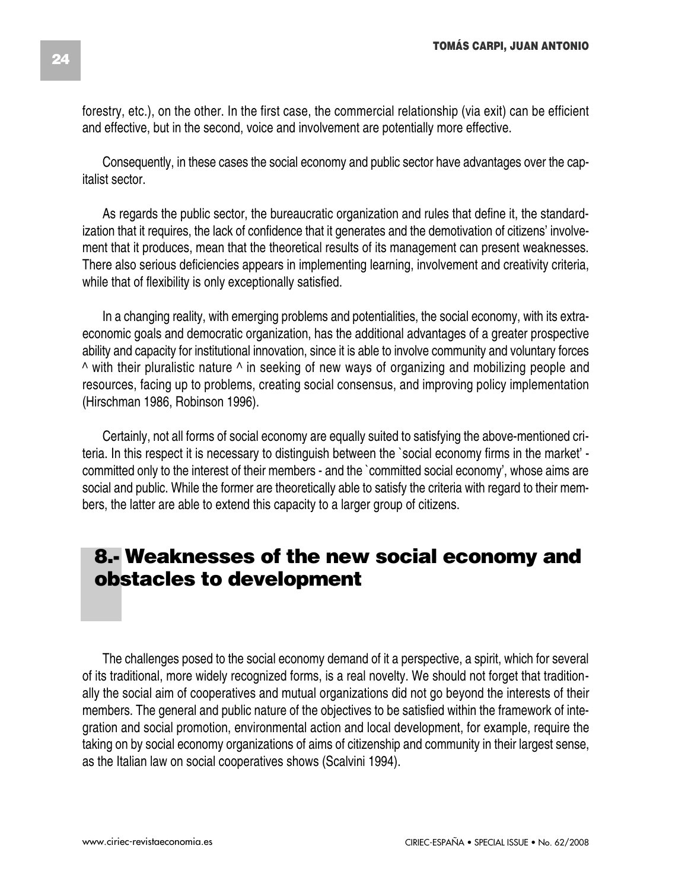forestry, etc.), on the other. In the first case, the commercial relationship (via exit) can be efficient and effective, but in the second, voice and involvement are potentially more effective.

Consequently, in these cases the social economy and public sector have advantages over the capitalist sector.

As regards the public sector, the bureaucratic organization and rules that define it, the standardization that it requires, the lack of confidence that it generates and the demotivation of citizens' involvement that it produces, mean that the theoretical results of its management can present weaknesses. There also serious deficiencies appears in implementing learning, involvement and creativity criteria, while that of flexibility is only exceptionally satisfied.

In a changing reality, with emerging problems and potentialities, the social economy, with its extra-economic goals and democratic organization, has the additional advantages of a greater prospective ability and capacity for institutional innovation, since it is able to involve community and voluntary forces ^ with their pluralistic nature ^ in seeking of new ways of organizing and mobilizing people and resources, facing up to problems, creating social consensus, and improving policy implementation (Hirschman 1986, Robinson 1996).

Certainly, not all forms of social economy are equally suited to satisfying the above-mentioned criteria. In this respect it is necessary to distinguish between the `social economy firms in the market' - committed only to the interest of their members - and the `committed social economy', whose aims are social and public. While the former are theoretically able to satisfy the criteria with regard to their members, the latter are able to extend this capacity to a larger group of citizens.

## 8.- Weaknesses of the new social economy and obstacles to development

The challenges posed to the social economy demand of it a perspective, a spirit, which for several of its traditional, more widely recognized forms, is a real novelty. We should not forget that traditionally the social aim of cooperatives and mutual organizations did not go beyond the interests of their members. The general and public nature of the objectives to be satisfied within the framework of integration and social promotion, environmental action and local development, for example, require the taking on by social economy organizations of aims of citizenship and community in their largest sense, as the Italian law on social cooperatives shows (Scalvini 1994).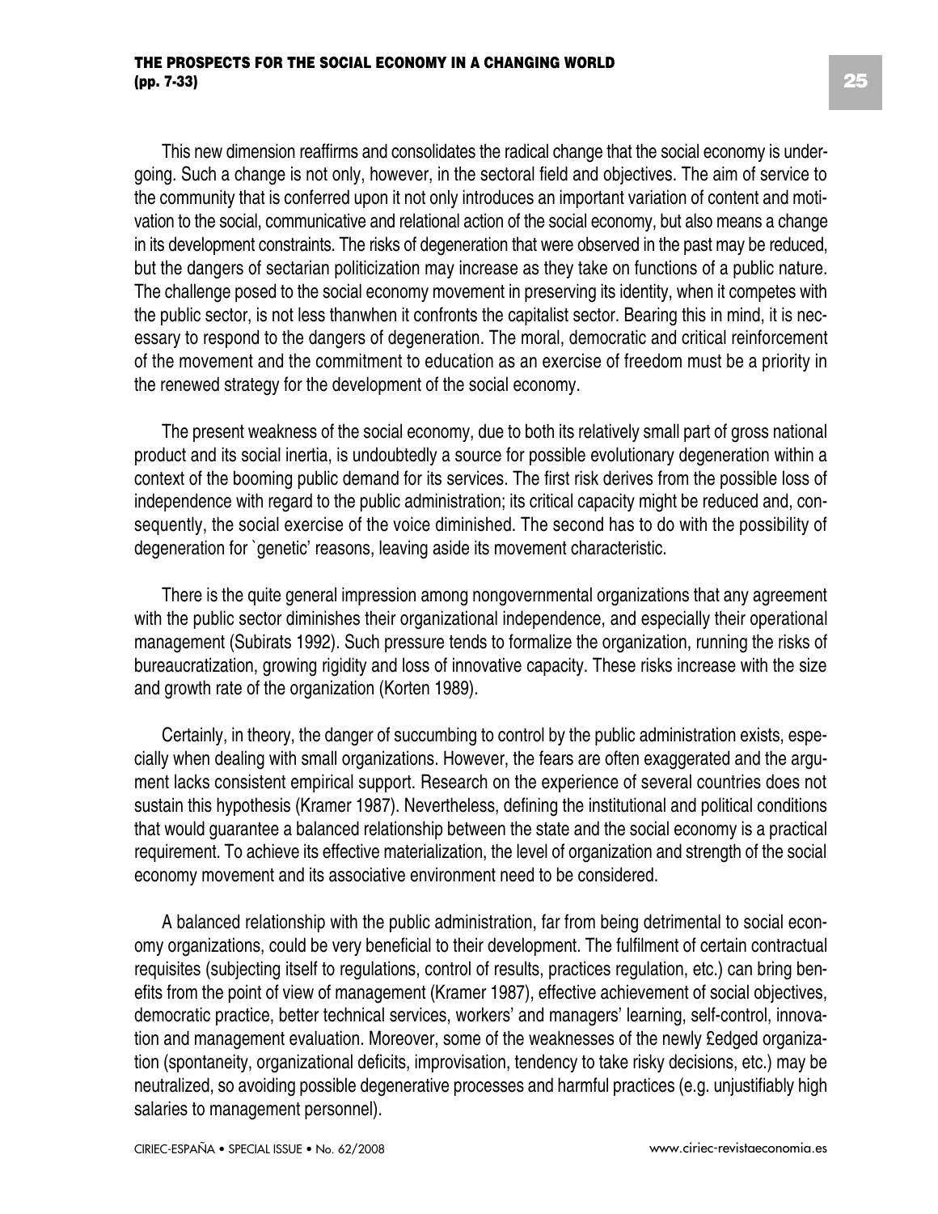This new dimension reaffirms and consolidates the radical change that the social economy is undergoing. Such a change is not only, however, in the sectoral field and objectives. The aim of service to the community that is conferred upon it not only introduces an important variation of content and motivation to the social, communicative and relational action of the social economy, but also means a change in its development constraints. The risks of degeneration that were observed in the past may be reduced, but the dangers of sectarian politicization may increase as they take on functions of a public nature. The challenge posed to the social economy movement in preserving its identity, when it competes with the public sector, is not less thanwhen it confronts the capitalist sector. Bearing this in mind, it is necessary to respond to the dangers of degeneration. The moral, democratic and critical reinforcement of the movement and the commitment to education as an exercise of freedom must be a priority in the renewed strategy for the development of the social economy.

The present weakness of the social economy, due to both its relatively small part of gross national product and its social inertia, is undoubtedly a source for possible evolutionary degeneration within a context of the booming public demand for its services. The first risk derives from the possible loss of independence with regard to the public administration; its critical capacity might be reduced and, consequently, the social exercise of the voice diminished. The second has to do with the possibility of degeneration for `genetic' reasons, leaving aside its movement characteristic.

There is the quite general impression among nongovernmental organizations that any agreement with the public sector diminishes their organizational independence, and especially their operational management (Subirats 1992). Such pressure tends to formalize the organization, running the risks of bureaucratization, growing rigidity and loss of innovative capacity. These risks increase with the size and growth rate of the organization (Korten 1989).

Certainly, in theory, the danger of succumbing to control by the public administration exists, especially when dealing with small organizations. However, the fears are often exaggerated and the argument lacks consistent empirical support. Research on the experience of several countries does not sustain this hypothesis (Kramer 1987). Nevertheless, defining the institutional and political conditions that would guarantee a balanced relationship between the state and the social economy is a practical requirement. To achieve its effective materialization, the level of organization and strength of the social economy movement and its associative environment need to be considered.

A balanced relationship with the public administration, far from being detrimental to social economy organizations, could be very beneficial to their development. The fulfilment of certain contractual requisites (subjecting itself to regulations, control of results, practices regulation, etc.) can bring benefits from the point of view of management (Kramer 1987), effective achievement of social objectives, democratic practice, better technical services, workers' and managers' learning, self-control, innovation and management evaluation. Moreover, some of the weaknesses of the newly £edged organization (spontaneity, organizational deficits, improvisation, tendency to take risky decisions, etc.) may be neutralized, so avoiding possible degenerative processes and harmful practices (e.g. unjustifiably high salaries to management personnel).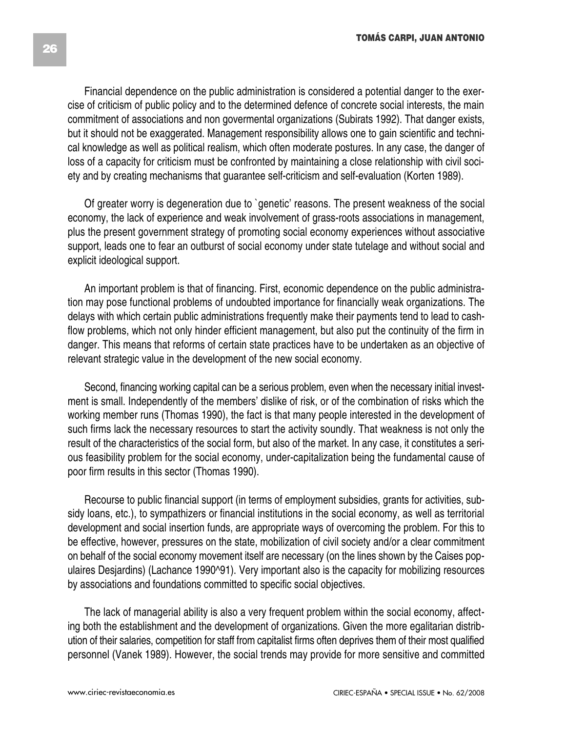Financial dependence on the public administration is considered a potential danger to the exercise of criticism of public policy and to the determined defence of concrete social interests, the main commitment of associations and non govermental organizations (Subirats 1992). That danger exists, but it should not be exaggerated. Management responsibility allows one to gain scientific and technical knowledge as well as political realism, which often moderate postures. In any case, the danger of loss of a capacity for criticism must be confronted by maintaining a close relationship with civil society and by creating mechanisms that guarantee self-criticism and self-evaluation (Korten 1989).

Of greater worry is degeneration due to `genetic' reasons. The present weakness of the social economy, the lack of experience and weak involvement of grass-roots associations in management, plus the present government strategy of promoting social economy experiences without associative support, leads one to fear an outburst of social economy under state tutelage and without social and explicit ideological support.

An important problem is that of financing. First, economic dependence on the public administration may pose functional problems of undoubted importance for financially weak organizations. The delays with which certain public administrations frequently make their payments tend to lead to cash-flow problems, which not only hinder efficient management, but also put the continuity of the firm in danger. This means that reforms of certain state practices have to be undertaken as an objective of relevant strategic value in the development of the new social economy.

Second, financing working capital can be a serious problem, even when the necessary initial investment is small. Independently of the members' dislike of risk, or of the combination of risks which the working member runs (Thomas 1990), the fact is that many people interested in the development of such firms lack the necessary resources to start the activity soundly. That weakness is not only the result of the characteristics of the social form, but also of the market. In any case, it constitutes a serious feasibility problem for the social economy, under-capitalization being the fundamental cause of poor firm results in this sector (Thomas 1990).

Recourse to public financial support (in terms of employment subsidies, grants for activities, subsidy loans, etc.), to sympathizers or financial institutions in the social economy, as well as territorial development and social insertion funds, are appropriate ways of overcoming the problem. For this to be effective, however, pressures on the state, mobilization of civil society and/or a clear commitment on behalf of the social economy movement itself are necessary (on the lines shown by the Caises populaires Desjardins) (Lachance 1990^91). Very important also is the capacity for mobilizing resources by associations and foundations committed to specific social objectives.

The lack of managerial ability is also a very frequent problem within the social economy, affecting both the establishment and the development of organizations. Given the more egalitarian distribution of their salaries, competition for staff from capitalist firms often deprives them of their most qualified personnel (Vanek 1989). However, the social trends may provide for more sensitive and committed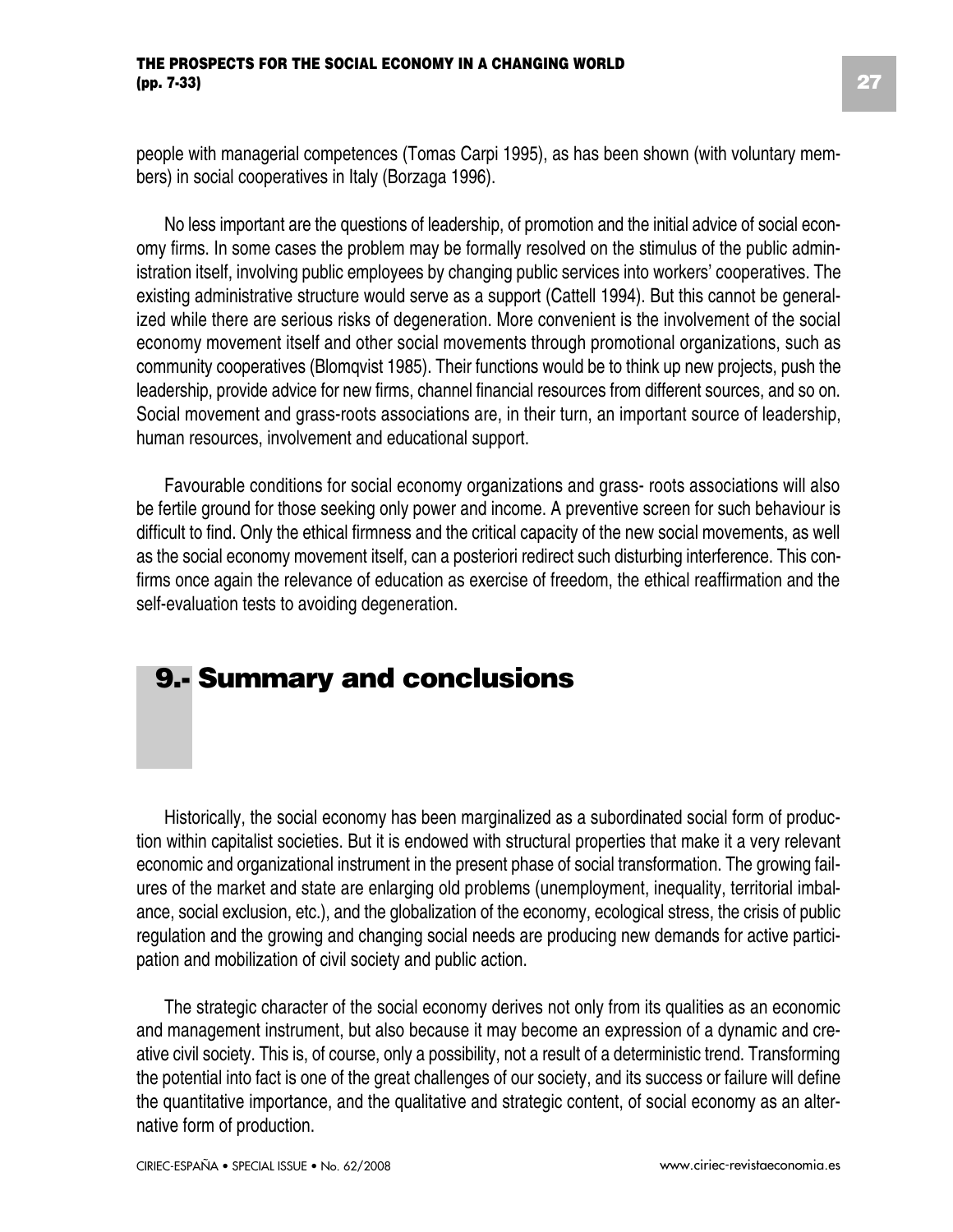people with managerial competences (Tomas Carpi 1995), as has been shown (with voluntary members) in social cooperatives in Italy (Borzaga 1996).

No less important are the questions of leadership, of promotion and the initial advice of social economy firms. In some cases the problem may be formally resolved on the stimulus of the public administration itself, involving public employees by changing public services into workers' cooperatives. The existing administrative structure would serve as a support (Cattell 1994). But this cannot be generalized while there are serious risks of degeneration. More convenient is the involvement of the social economy movement itself and other social movements through promotional organizations, such as community cooperatives (Blomqvist 1985). Their functions would be to think up new projects, push the leadership, provide advice for new firms, channel financial resources from different sources, and so on. Social movement and grass-roots associations are, in their turn, an important source of leadership, human resources, involvement and educational support.

Favourable conditions for social economy organizations and grass- roots associations will also be fertile ground for those seeking only power and income. A preventive screen for such behaviour is difficult to find. Only the ethical firmness and the critical capacity of the new social movements, as well as the social economy movement itself, can a posteriori redirect such disturbing interference. This confirms once again the relevance of education as exercise of freedom, the ethical reaffirmation and the self-evaluation tests to avoiding degeneration.

## 9.- Summary and conclusions

Historically, the social economy has been marginalized as a subordinated social form of production within capitalist societies. But it is endowed with structural properties that make it a very relevant economic and organizational instrument in the present phase of social transformation. The growing failures of the market and state are enlarging old problems (unemployment, inequality, territorial imbalance, social exclusion, etc.), and the globalization of the economy, ecological stress, the crisis of public regulation and the growing and changing social needs are producing new demands for active participation and mobilization of civil society and public action.

The strategic character of the social economy derives not only from its qualities as an economic and management instrument, but also because it may become an expression of a dynamic and creative civil society. This is, of course, only a possibility, not a result of a deterministic trend. Transforming the potential into fact is one of the great challenges of our society, and its success or failure will define the quantitative importance, and the qualitative and strategic content, of social economy as an alternative form of production.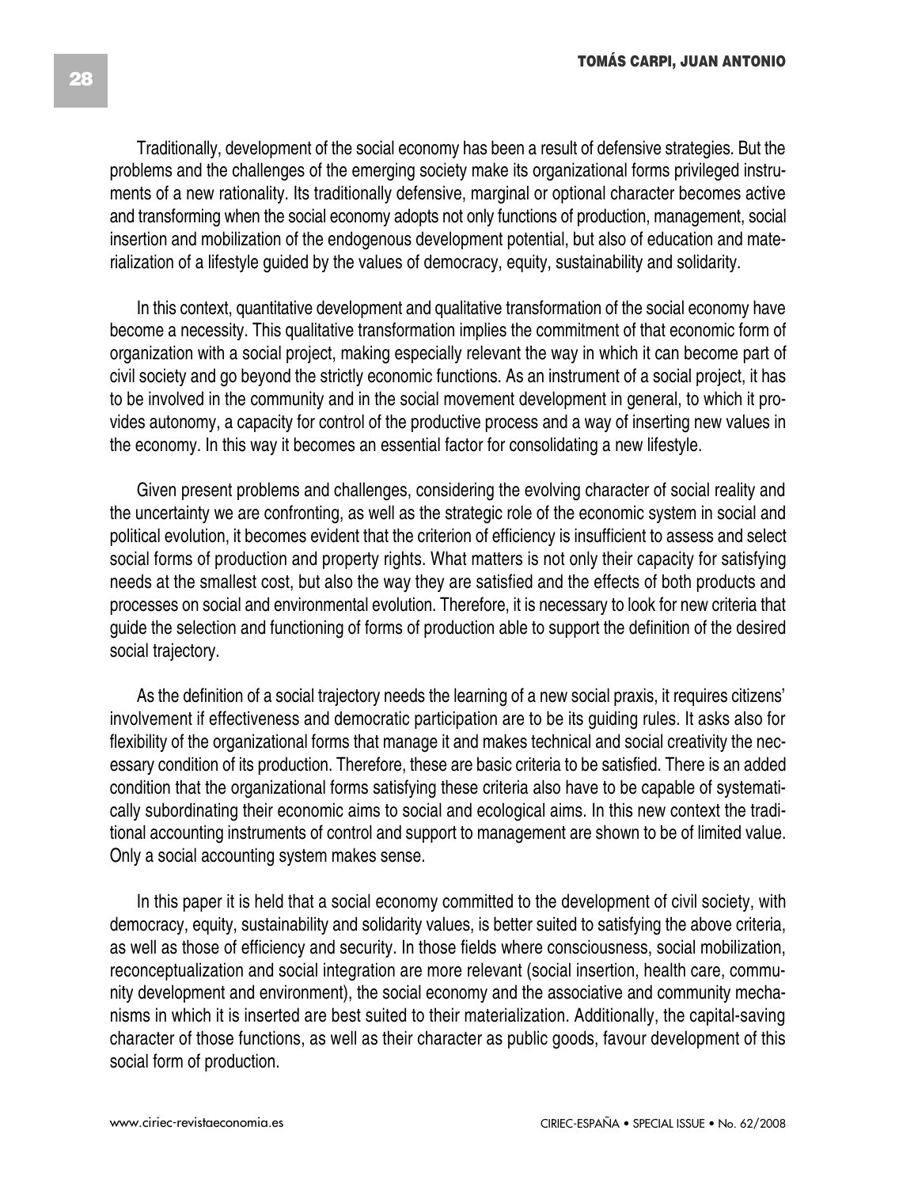Traditionally, development of the social economy has been a result of defensive strategies. But the problems and the challenges of the emerging society make its organizational forms privileged instruments of a new rationality. Its traditionally defensive, marginal or optional character becomes active and transforming when the social economy adopts not only functions of production, management, social insertion and mobilization of the endogenous development potential, but also of education and materialization of a lifestyle guided by the values of democracy, equity, sustainability and solidarity.

In this context, quantitative development and qualitative transformation of the social economy have become a necessity. This qualitative transformation implies the commitment of that economic form of organization with a social project, making especially relevant the way in which it can become part of civil society and go beyond the strictly economic functions. As an instrument of a social project, it has to be involved in the community and in the social movement development in general, to which it provides autonomy, a capacity for control of the productive process and a way of inserting new values in the economy. In this way it becomes an essential factor for consolidating a new lifestyle.

Given present problems and challenges, considering the evolving character of social reality and the uncertainty we are confronting, as well as the strategic role of the economic system in social and political evolution, it becomes evident that the criterion of efficiency is insufficient to assess and select social forms of production and property rights. What matters is not only their capacity for satisfying needs at the smallest cost, but also the way they are satisfied and the effects of both products and processes on social and environmental evolution. Therefore, it is necessary to look for new criteria that guide the selection and functioning of forms of production able to support the definition of the desired social trajectory.

As the definition of a social trajectory needs the learning of a new social praxis, it requires citizens' involvement if effectiveness and democratic participation are to be its guiding rules. It asks also for flexibility of the organizational forms that manage it and makes technical and social creativity the necessary condition of its production. Therefore, these are basic criteria to be satisfied. There is an added condition that the organizational forms satisfying these criteria also have to be capable of systematically subordinating their economic aims to social and ecological aims. In this new context the traditional accounting instruments of control and support to management are shown to be of limited value. Only a social accounting system makes sense.

In this paper it is held that a social economy committed to the development of civil society, with democracy, equity, sustainability and solidarity values, is better suited to satisfying the above criteria, as well as those of efficiency and security. In those fields where consciousness, social mobilization, reconceptualization and social integration are more relevant (social insertion, health care, community development and environment), the social economy and the associative and community mechanisms in which it is inserted are best suited to their materialization. Additionally, the capital-saving character of those functions, as well as their character as public goods, favour development of this social form of production.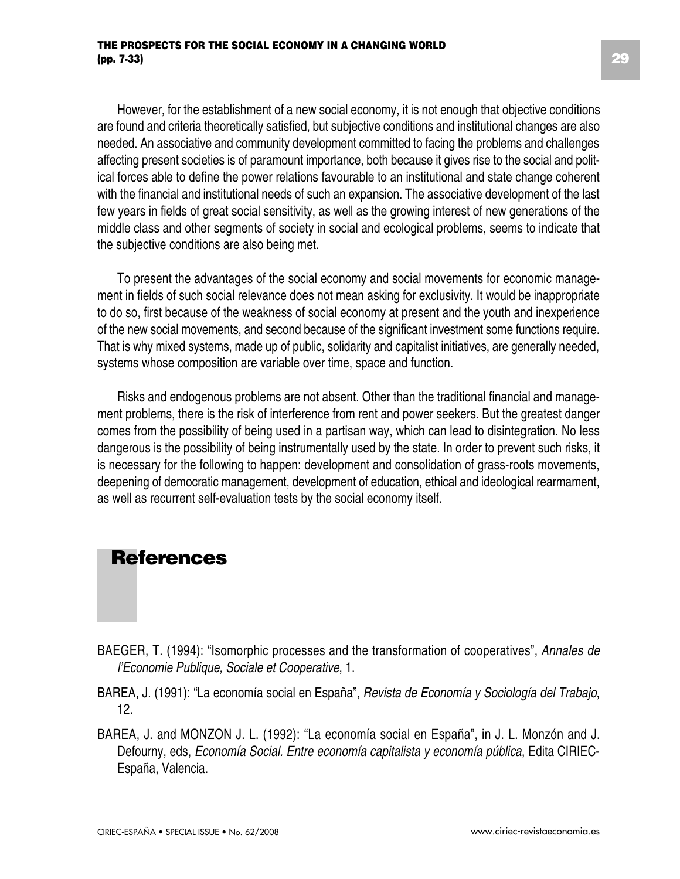However, for the establishment of a new social economy, it is not enough that objective conditions are found and criteria theoretically satisfied, but subjective conditions and institutional changes are also needed. An associative and community development committed to facing the problems and challenges affecting present societies is of paramount importance, both because it gives rise to the social and political forces able to define the power relations favourable to an institutional and state change coherent with the financial and institutional needs of such an expansion. The associative development of the last few years in fields of great social sensitivity, as well as the growing interest of new generations of the middle class and other segments of society in social and ecological problems, seems to indicate that the subjective conditions are also being met.

To present the advantages of the social economy and social movements for economic management in fields of such social relevance does not mean asking for exclusivity. It would be inappropriate to do so, first because of the weakness of social economy at present and the youth and inexperience of the new social movements, and second because of the significant investment some functions require. That is why mixed systems, made up of public, solidarity and capitalist initiatives, are generally needed, systems whose composition are variable over time, space and function.

Risks and endogenous problems are not absent. Other than the traditional financial and management problems, there is the risk of interference from rent and power seekers. But the greatest danger comes from the possibility of being used in a partisan way, which can lead to disintegration. No less dangerous is the possibility of being instrumentally used by the state. In order to prevent such risks, it is necessary for the following to happen: development and consolidation of grass-roots movements, deepening of democratic management, development of education, ethical and ideological rearmament, as well as recurrent self-evaluation tests by the social economy itself.

## References

BAEGER, T. (1994): “Isomorphic processes and the transformation of cooperatives”, *Annales de l’Economie Publique, Sociale et Cooperative*, 1.

BAREA, J. (1991): “La economía social en España”, *Revista de Economía y Sociología del Trabajo*, 12.

BAREA, J. and MONZON J. L. (1992): “La economía social en España”, in J. L. Monzón and J. Defourny, eds, *Economía Social. Entre economía capitalista y economía pública*, Edita CIRIEC-España, Valencia.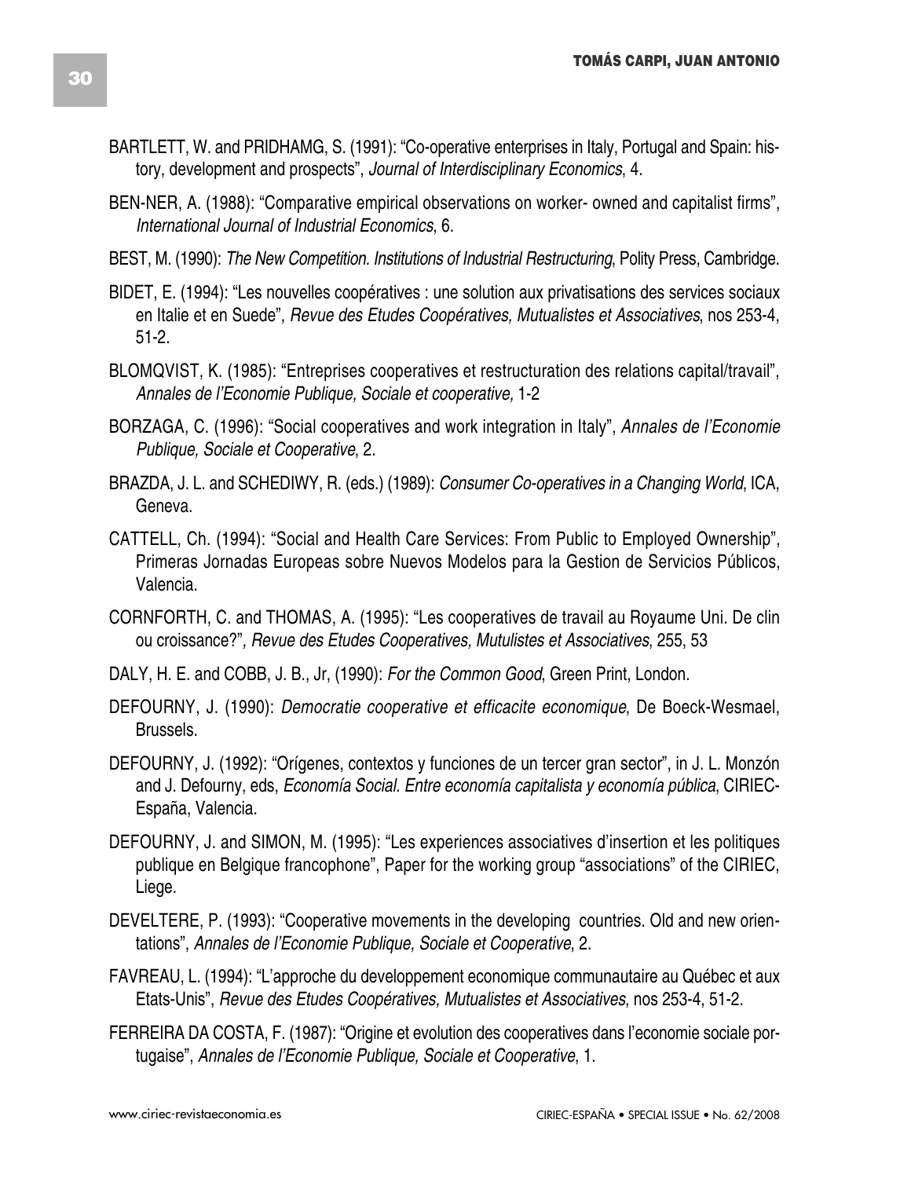BARTLETT, W. and PRIDHAMG, S. (1991): "Co-operative enterprises in Italy, Portugal and Spain: history, development and prospects", *Journal of Interdisciplinary Economics*, 4.

BEN-NER, A. (1988): "Comparative empirical observations on worker- owned and capitalist firms", *International Journal of Industrial Economics*, 6.

BEST, M. (1990): *The New Competition. Institutions of Industrial Restructuring*, Polity Press, Cambridge.

BIDET, E. (1994): "Les nouvelles coopératives : une solution aux privatisations des services sociaux en Italie et en Suede", *Revue des Etudes Coopératives, Mutualistes et Associatives*, nos 253-4, 51-2.

BLOMQVIST, K. (1985): "Entreprises cooperatives et restructuration des relations capital/travail", *Annales de l'Economie Publique, Sociale et cooperative,* 1-2

BORZAGA, C. (1996): "Social cooperatives and work integration in Italy", *Annales de l'Economie Publique, Sociale et Cooperative*, 2.

BRAZDA, J. L. and SCHEDIWY, R. (eds.) (1989): *Consumer Co-operatives in a Changing World*, ICA, Geneva.

CATTELL, Ch. (1994): "Social and Health Care Services: From Public to Employed Ownership", Primeras Jornadas Europeas sobre Nuevos Modelos para la Gestion de Servicios Públicos, Valencia.

CORNFORTH, C. and THOMAS, A. (1995): "Les cooperatives de travail au Royaume Uni. De clin ou croissance?"*, Revue des Etudes Cooperatives, Mutulistes et Associatives*, 255, 53

DALY, H. E. and COBB, J. B., Jr, (1990): *For the Common Good*, Green Print, London.

DEFOURNY, J. (1990): *Democratie cooperative et efficacite economique*, De Boeck-Wesmael, Brussels.

DEFOURNY, J. (1992): "Orígenes, contextos y funciones de un tercer gran sector", in J. L. Monzón and J. Defourny, eds, *Economía Social. Entre economía capitalista y economía pública*, CIRIEC-España, Valencia.

DEFOURNY, J. and SIMON, M. (1995): "Les experiences associatives d'insertion et les politiques publique en Belgique francophone", Paper for the working group "associations" of the CIRIEC, Liege.

DEVELTERE, P. (1993): "Cooperative movements in the developing countries. Old and new orientations", *Annales de l'Economie Publique, Sociale et Cooperative*, 2.

FAVREAU, L. (1994): "L'approche du developpement economique communautaire au Québec et aux Etats-Unis", *Revue des Etudes Coopératives, Mutualistes et Associatives*, nos 253-4, 51-2.

FERREIRA DA COSTA, F. (1987): "Origine et evolution des cooperatives dans l'economie sociale portugaise", *Annales de l'Economie Publique, Sociale et Cooperative*, 1.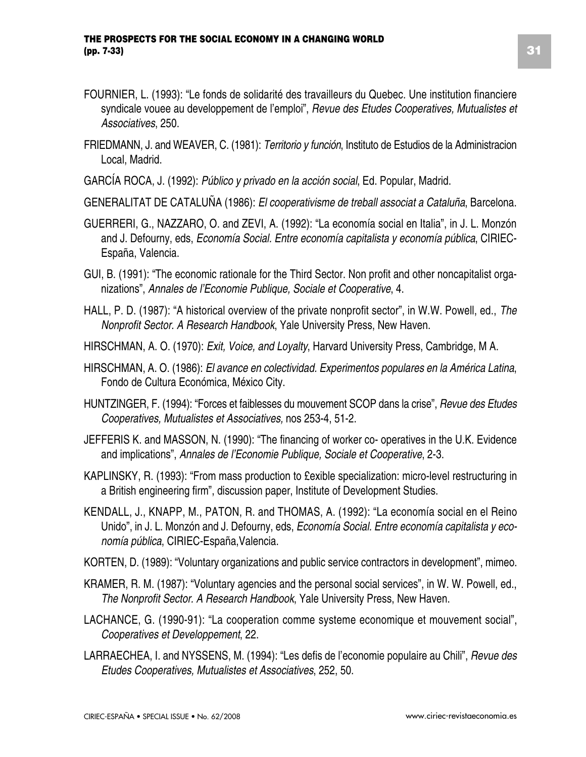FOURNIER, L. (1993): “Le fonds de solidarité des travailleurs du Quebec. Une institution financiere syndicale vouee au developpement de l’emploi”, *Revue des Etudes Cooperatives, Mutualistes et Associatives*, 250.

FRIEDMANN, J. and WEAVER, C. (1981): *Territorio y función*, Instituto de Estudios de la Administracion Local, Madrid.

GARCÍA ROCA, J. (1992): *Público y privado en la acción social*, Ed. Popular, Madrid.

GENERALITAT DE CATALUÑA (1986): *El cooperativisme de treball associat a Cataluña*, Barcelona.

GUERRERI, G., NAZZARO, O. and ZEVI, A. (1992): “La economía social en Italia”, in J. L. Monzón and J. Defourny, eds, *Economía Social. Entre economía capitalista y economía pública*, CIRIEC-España, Valencia.

GUI, B. (1991): “The economic rationale for the Third Sector. Non profit and other noncapitalist organizations”, *Annales de l’Economie Publique, Sociale et Cooperative*, 4.

HALL, P. D. (1987): “A historical overview of the private nonprofit sector”, in W.W. Powell, ed., *The Nonprofit Sector. A Research Handbook*, Yale University Press, New Haven.

HIRSCHMAN, A. O. (1970): *Exit, Voice, and Loyalty*, Harvard University Press, Cambridge, M A.

HIRSCHMAN, A. O. (1986): *El avance en colectividad. Experimentos populares en la América Latina*, Fondo de Cultura Económica, México City.

HUNTZINGER, F. (1994): “Forces et faiblesses du mouvement SCOP dans la crise”, *Revue des Etudes Cooperatives, Mutualistes et Associatives,* nos 253-4, 51-2.

JEFFERIS K. and MASSON, N. (1990): “The financing of worker co- operatives in the U.K. Evidence and implications”, *Annales de l’Economie Publique, Sociale et Cooperative*, 2-3.

KAPLINSKY, R. (1993): “From mass production to £exible specialization: micro-level restructuring in a British engineering firm”, discussion paper, Institute of Development Studies.

KENDALL, J., KNAPP, M., PATON, R. and THOMAS, A. (1992): “La economía social en el Reino Unido”, in J. L. Monzón and J. Defourny, eds, *Economía Social. Entre economía capitalista y economía pública*, CIRIEC-España,Valencia.

KORTEN, D. (1989): “Voluntary organizations and public service contractors in development”, mimeo.

KRAMER, R. M. (1987): “Voluntary agencies and the personal social services”, in W. W. Powell, ed., *The Nonprofit Sector. A Research Handbook*, Yale University Press, New Haven.

LACHANCE, G. (1990-91): “La cooperation comme systeme economique et mouvement social”, *Cooperatives et Developpement*, 22.

LARRAECHEA, I. and NYSSENS, M. (1994): “Les defis de l’economie populaire au Chili”, *Revue des Etudes Cooperatives, Mutualistes et Associatives*, 252, 50.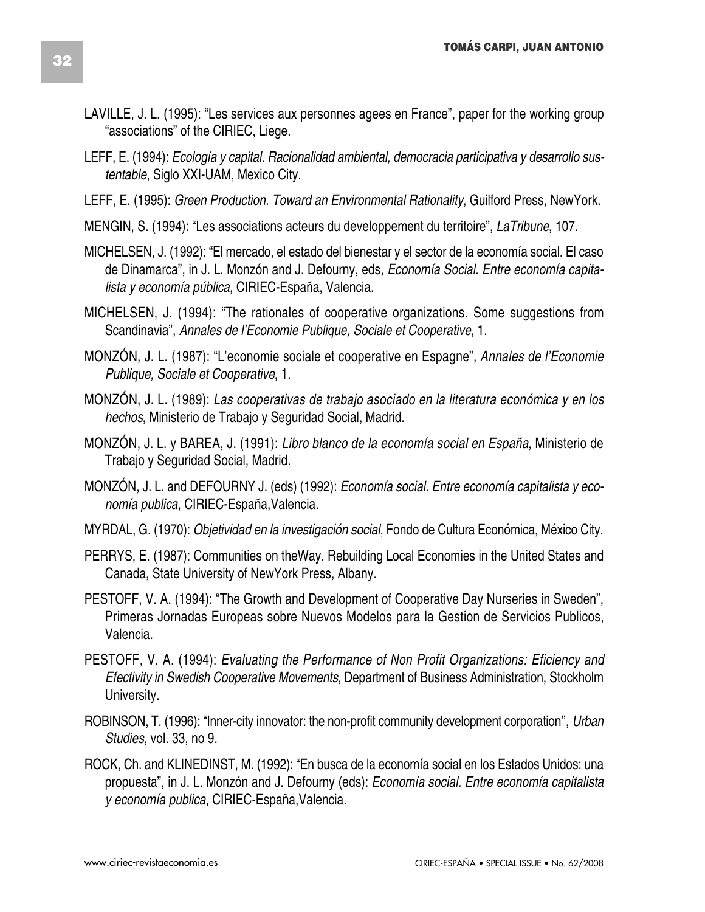LAVILLE, J. L. (1995): “Les services aux personnes agees en France”, paper for the working group “associations” of the CIRIEC, Liege.

LEFF, E. (1994): *Ecología y capital. Racionalidad ambiental, democracia participativa y desarrollo sustentable*, Siglo XXI-UAM, Mexico City.

LEFF, E. (1995): *Green Production. Toward an Environmental Rationality*, Guilford Press, NewYork.

MENGIN, S. (1994): “Les associations acteurs du developpement du territoire”, *LaTribune*, 107.

MICHELSEN, J. (1992): “El mercado, el estado del bienestar y el sector de la economía social. El caso de Dinamarca”, in J. L. Monzón and J. Defourny, eds, *Economía Social. Entre economía capitalista y economía pública*, CIRIEC-España, Valencia.

MICHELSEN, J. (1994): “The rationales of cooperative organizations. Some suggestions from Scandinavia”, *Annales de l’Economie Publique, Sociale et Cooperative*, 1.

MONZÓN, J. L. (1987): “L’economie sociale et cooperative en Espagne”, *Annales de l’Economie Publique, Sociale et Cooperative*, 1.

MONZÓN, J. L. (1989): *Las cooperativas de trabajo asociado en la literatura económica y en los hechos*, Ministerio de Trabajo y Seguridad Social, Madrid.

MONZÓN, J. L. y BAREA, J. (1991): *Libro blanco de la economía social en España*, Ministerio de Trabajo y Seguridad Social, Madrid.

MONZÓN, J. L. and DEFOURNY J. (eds) (1992): *Economía social. Entre economía capitalista y economía publica*, CIRIEC-España,Valencia.

MYRDAL, G. (1970): *Objetividad en la investigación social*, Fondo de Cultura Económica, México City.

PERRYS, E. (1987): Communities on theWay. Rebuilding Local Economies in the United States and Canada, State University of NewYork Press, Albany.

PESTOFF, V. A. (1994): “The Growth and Development of Cooperative Day Nurseries in Sweden”, Primeras Jornadas Europeas sobre Nuevos Modelos para la Gestion de Servicios Publicos, Valencia.

PESTOFF, V. A. (1994): *Evaluating the Performance of Non Profit Organizations: Eficiency and Efectivity in Swedish Cooperative Movements*, Department of Business Administration, Stockholm University.

ROBINSON, T. (1996): “Inner-city innovator: the non-profit community development corporation’’, *Urban Studies*, vol. 33, no 9.

ROCK, Ch. and KLINEDINST, M. (1992): “En busca de la economía social en los Estados Unidos: una propuesta”, in J. L. Monzón and J. Defourny (eds): *Economía social. Entre economía capitalista y economía publica*, CIRIEC-España,Valencia.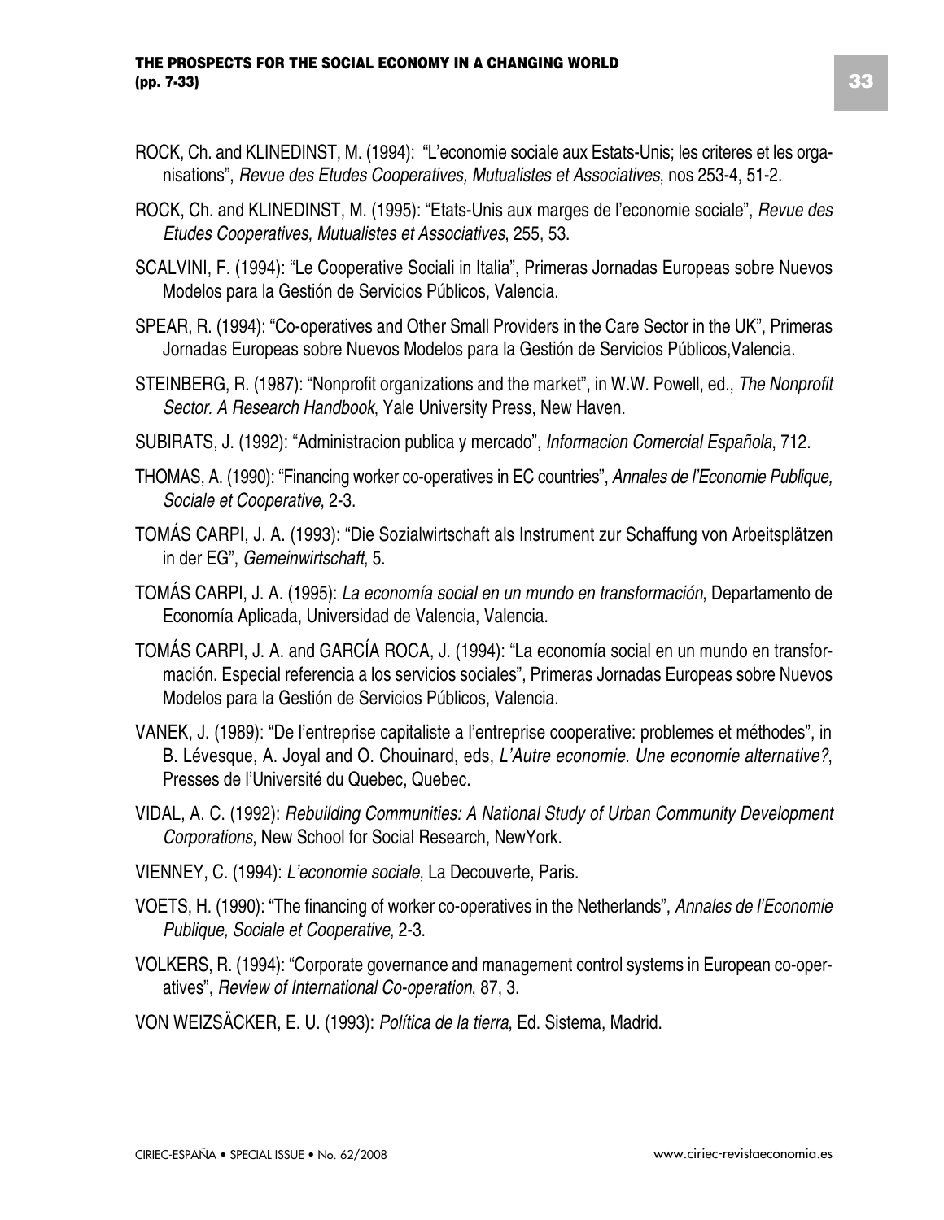ROCK, Ch. and KLINEDINST, M. (1994): "L'economie sociale aux Estats-Unis; les criteres et les organisations", *Revue des Etudes Cooperatives, Mutualistes et Associatives*, nos 253-4, 51-2.

ROCK, Ch. and KLINEDINST, M. (1995): "Etats-Unis aux marges de l'economie sociale", *Revue des Etudes Cooperatives, Mutualistes et Associatives*, 255, 53.

SCALVINI, F. (1994): "Le Cooperative Sociali in Italia", Primeras Jornadas Europeas sobre Nuevos Modelos para la Gestión de Servicios Públicos, Valencia.

SPEAR, R. (1994): "Co-operatives and Other Small Providers in the Care Sector in the UK", Primeras Jornadas Europeas sobre Nuevos Modelos para la Gestión de Servicios Públicos,Valencia.

STEINBERG, R. (1987): "Nonprofit organizations and the market", in W.W. Powell, ed., *The Nonprofit Sector. A Research Handbook*, Yale University Press, New Haven.

SUBIRATS, J. (1992): "Administracion publica y mercado", *Informacion Comercial Española*, 712.

THOMAS, A. (1990): "Financing worker co-operatives in EC countries", *Annales de l'Economie Publique, Sociale et Cooperative*, 2-3.

TOMÁS CARPI, J. A. (1993): "Die Sozialwirtschaft als Instrument zur Schaffung von Arbeitsplätzen in der EG", *Gemeinwirtschaft*, 5.

TOMÁS CARPI, J. A. (1995): *La economía social en un mundo en transformación*, Departamento de Economía Aplicada, Universidad de Valencia, Valencia.

TOMÁS CARPI, J. A. and GARCÍA ROCA, J. (1994): "La economía social en un mundo en transformación. Especial referencia a los servicios sociales", Primeras Jornadas Europeas sobre Nuevos Modelos para la Gestión de Servicios Públicos, Valencia.

VANEK, J. (1989): "De l'entreprise capitaliste a l'entreprise cooperative: problemes et méthodes", in B. Lévesque, A. Joyal and O. Chouinard, eds, *L'Autre economie. Une economie alternative?*, Presses de l'Université du Quebec, Quebec.

VIDAL, A. C. (1992): *Rebuilding Communities: A National Study of Urban Community Development Corporations*, New School for Social Research, NewYork.

VIENNEY, C. (1994): *L'economie sociale*, La Decouverte, Paris.

VOETS, H. (1990): "The financing of worker co-operatives in the Netherlands", *Annales de l'Economie Publique, Sociale et Cooperative*, 2-3.

VOLKERS, R. (1994): "Corporate governance and management control systems in European co-operatives", *Review of International Co-operation*, 87, 3.

VON WEIZSÄCKER, E. U. (1993): *Política de la tierra*, Ed. Sistema, Madrid.